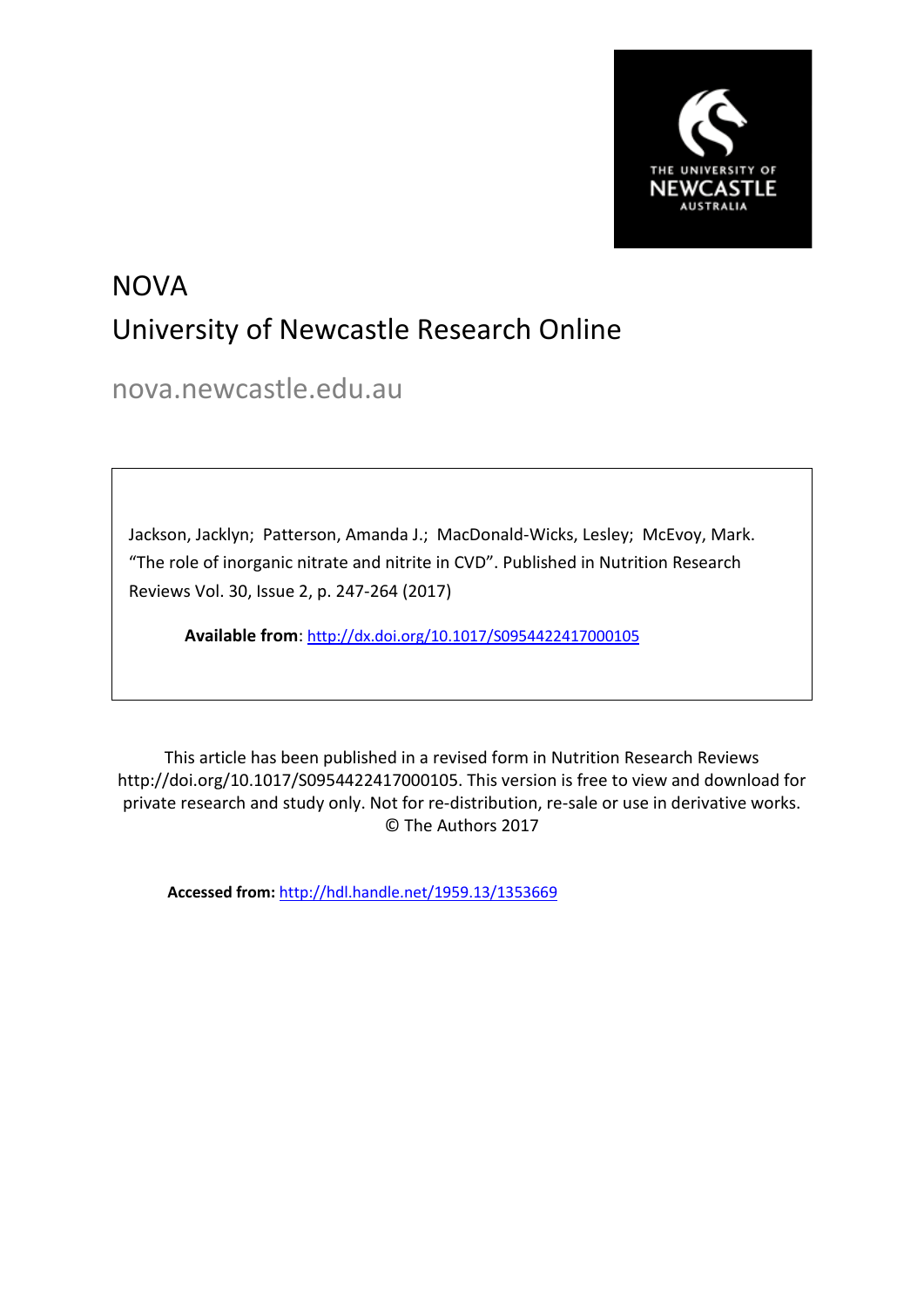# NOVA

## University of Newcastle Research Online

nova.newcastle.edu.au

Jackson, Jacklyn; Patterson, Amanda J.; MacDonald-Wicks, Lesley; McEvoy, Mark. "The role of inorganic nitrate and nitrite in CVD". Published in Nutrition Research Reviews Vol. 30, Issue 2, p. 247-264 (2017)

**Available from**: http://dx.doi.org/10.1017/S0954422417000105

This article has been published in a revised form in Nutrition Research Reviews http://doi.org/10.1017/S0954422417000105. This version is free to view and download for private research and study only. Not for re-distribution, re-sale or use in derivative works. © The Authors 2017

**Accessed from:** http://hdl.handle.net/1959.13/1353669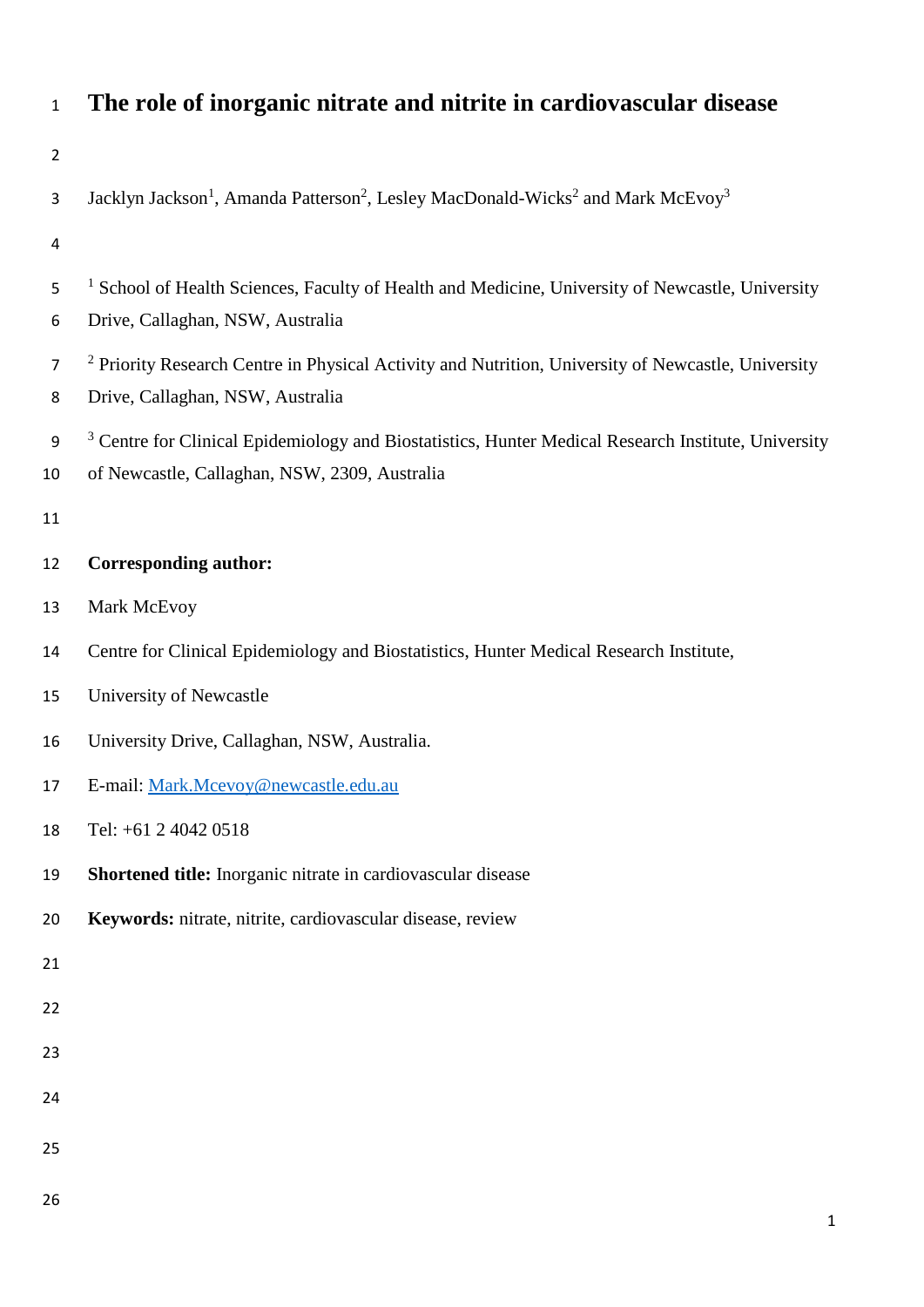# The role of inorganic nitrate and nitrite in cardiovascular disease

Jacklyn Jackson[1], Amanda Patterson[2], Lesley MacDonald-Wicks[2] and Mark McEvoy[3]

[1] School of Health Sciences, Faculty of Health and Medicine, University of Newcastle, University Drive, Callaghan, NSW, Australia

[2] Priority Research Centre in Physical Activity and Nutrition, University of Newcastle, University Drive, Callaghan, NSW, Australia

[3] Centre for Clinical Epidemiology and Biostatistics, Hunter Medical Research Institute, University of Newcastle, Callaghan, NSW, 2309, Australia

**Corresponding author:**

Mark McEvoy

Centre for Clinical Epidemiology and Biostatistics, Hunter Medical Research Institute,

University of Newcastle

University Drive, Callaghan, NSW, Australia.

E-mail: Mark.Mcevoy@newcastle.edu.au

Tel: +61 2 4042 0518

**Shortened title:** Inorganic nitrate in cardiovascular disease

**Keywords:** nitrate, nitrite, cardiovascular disease, review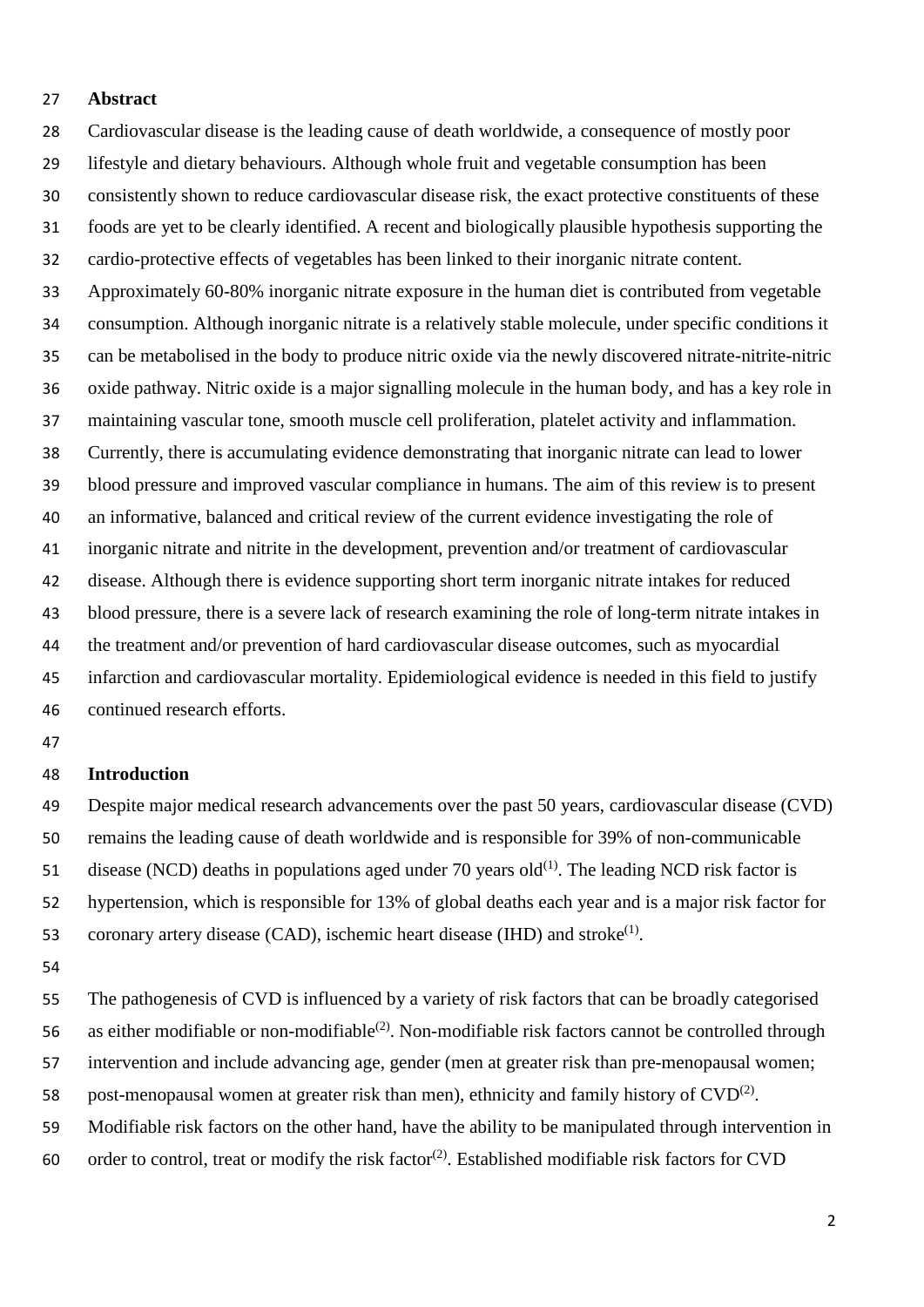## Abstract

Cardiovascular disease is the leading cause of death worldwide, a consequence of mostly poor lifestyle and dietary behaviours. Although whole fruit and vegetable consumption has been consistently shown to reduce cardiovascular disease risk, the exact protective constituents of these foods are yet to be clearly identified. A recent and biologically plausible hypothesis supporting the cardio-protective effects of vegetables has been linked to their inorganic nitrate content. Approximately 60-80% inorganic nitrate exposure in the human diet is contributed from vegetable consumption. Although inorganic nitrate is a relatively stable molecule, under specific conditions it can be metabolised in the body to produce nitric oxide via the newly discovered nitrate-nitrite-nitric oxide pathway. Nitric oxide is a major signalling molecule in the human body, and has a key role in maintaining vascular tone, smooth muscle cell proliferation, platelet activity and inflammation. Currently, there is accumulating evidence demonstrating that inorganic nitrate can lead to lower blood pressure and improved vascular compliance in humans. The aim of this review is to present an informative, balanced and critical review of the current evidence investigating the role of inorganic nitrate and nitrite in the development, prevention and/or treatment of cardiovascular disease. Although there is evidence supporting short term inorganic nitrate intakes for reduced blood pressure, there is a severe lack of research examining the role of long-term nitrate intakes in the treatment and/or prevention of hard cardiovascular disease outcomes, such as myocardial infarction and cardiovascular mortality. Epidemiological evidence is needed in this field to justify continued research efforts.

## Introduction

Despite major medical research advancements over the past 50 years, cardiovascular disease (CVD) remains the leading cause of death worldwide and is responsible for 39% of non-communicable disease (NCD) deaths in populations aged under 70 years old[1]. The leading NCD risk factor is hypertension, which is responsible for 13% of global deaths each year and is a major risk factor for coronary artery disease (CAD), ischemic heart disease (IHD) and stroke[1].

The pathogenesis of CVD is influenced by a variety of risk factors that can be broadly categorised as either modifiable or non-modifiable[2]. Non-modifiable risk factors cannot be controlled through intervention and include advancing age, gender (men at greater risk than pre-menopausal women; post-menopausal women at greater risk than men), ethnicity and family history of CVD[2]. Modifiable risk factors on the other hand, have the ability to be manipulated through intervention in order to control, treat or modify the risk factor[2]. Established modifiable risk factors for CVD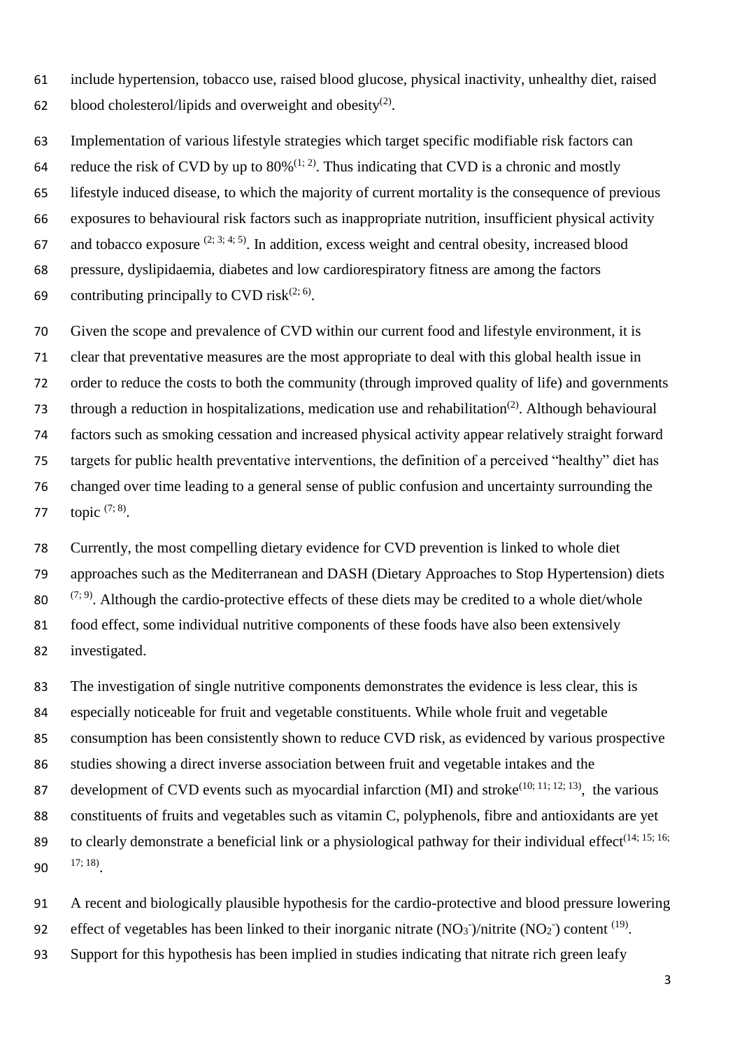include hypertension, tobacco use, raised blood glucose, physical inactivity, unhealthy diet, raised blood cholesterol/lipids and overweight and obesity[2].

Implementation of various lifestyle strategies which target specific modifiable risk factors can reduce the risk of CVD by up to 80%[1; 2]. Thus indicating that CVD is a chronic and mostly lifestyle induced disease, to which the majority of current mortality is the consequence of previous exposures to behavioural risk factors such as inappropriate nutrition, insufficient physical activity and tobacco exposure [2; 3; 4; 5]. In addition, excess weight and central obesity, increased blood pressure, dyslipidaemia, diabetes and low cardiorespiratory fitness are among the factors contributing principally to CVD risk[2; 6].

Given the scope and prevalence of CVD within our current food and lifestyle environment, it is clear that preventative measures are the most appropriate to deal with this global health issue in order to reduce the costs to both the community (through improved quality of life) and governments through a reduction in hospitalizations, medication use and rehabilitation[2]. Although behavioural factors such as smoking cessation and increased physical activity appear relatively straight forward targets for public health preventative interventions, the definition of a perceived "healthy" diet has changed over time leading to a general sense of public confusion and uncertainty surrounding the topic [7; 8].

Currently, the most compelling dietary evidence for CVD prevention is linked to whole diet approaches such as the Mediterranean and DASH (Dietary Approaches to Stop Hypertension) diets [7; 9]. Although the cardio-protective effects of these diets may be credited to a whole diet/whole food effect, some individual nutritive components of these foods have also been extensively investigated.

The investigation of single nutritive components demonstrates the evidence is less clear, this is especially noticeable for fruit and vegetable constituents. While whole fruit and vegetable consumption has been consistently shown to reduce CVD risk, as evidenced by various prospective studies showing a direct inverse association between fruit and vegetable intakes and the development of CVD events such as myocardial infarction (MI) and stroke[10; 11; 12; 13], the various constituents of fruits and vegetables such as vitamin C, polyphenols, fibre and antioxidants are yet to clearly demonstrate a beneficial link or a physiological pathway for their individual effect[14; 15; 16; 17; 18].

A recent and biologically plausible hypothesis for the cardio-protective and blood pressure lowering effect of vegetables has been linked to their inorganic nitrate ($NO_3^-$)/nitrite ($NO_2^-$) content [19]. Support for this hypothesis has been implied in studies indicating that nitrate rich green leafy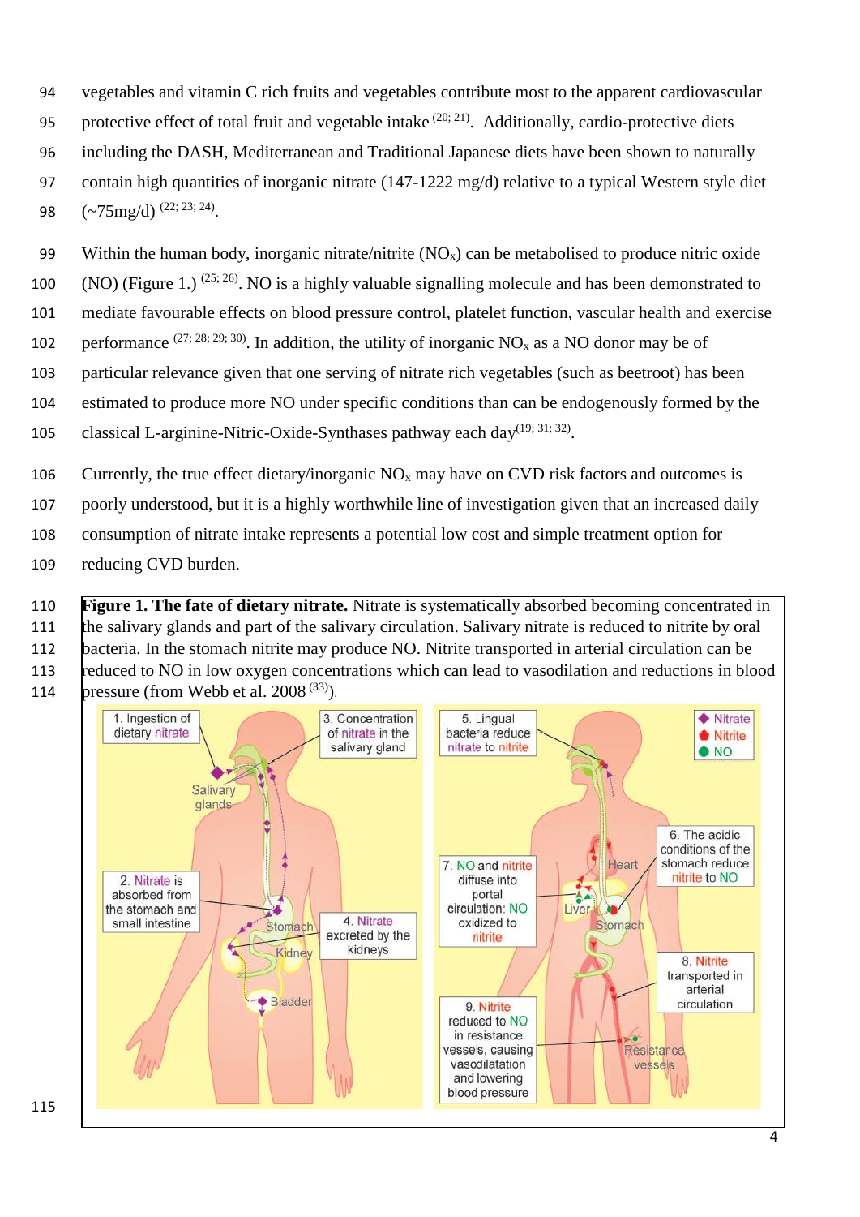vegetables and vitamin C rich fruits and vegetables contribute most to the apparent cardiovascular protective effect of total fruit and vegetable intake [20; 21]. Additionally, cardio-protective diets including the DASH, Mediterranean and Traditional Japanese diets have been shown to naturally contain high quantities of inorganic nitrate (147-1222 mg/d) relative to a typical Western style diet (~75mg/d) [22; 23; 24].

Within the human body, inorganic nitrate/nitrite ($NO_x$) can be metabolised to produce nitric oxide (NO) (Figure 1.) [25; 26]. NO is a highly valuable signalling molecule and has been demonstrated to mediate favourable effects on blood pressure control, platelet function, vascular health and exercise performance [27; 28; 29; 30]. In addition, the utility of inorganic $NO_x$ as a NO donor may be of particular relevance given that one serving of nitrate rich vegetables (such as beetroot) has been estimated to produce more NO under specific conditions than can be endogenously formed by the classical L-arginine-Nitric-Oxide-Synthases pathway each day[19; 31; 32].

Currently, the true effect dietary/inorganic $NO_x$ may have on CVD risk factors and outcomes is poorly understood, but it is a highly worthwhile line of investigation given that an increased daily consumption of nitrate intake represents a potential low cost and simple treatment option for reducing CVD burden.

**Figure 1. The fate of dietary nitrate.** Nitrate is systematically absorbed becoming concentrated in the salivary glands and part of the salivary circulation. Salivary nitrate is reduced to nitrite by oral bacteria. In the stomach nitrite may produce NO. Nitrite transported in arterial circulation can be reduced to NO in low oxygen concentrations which can lead to vasodilation and reductions in blood pressure (from Webb et al. 2008 [33]).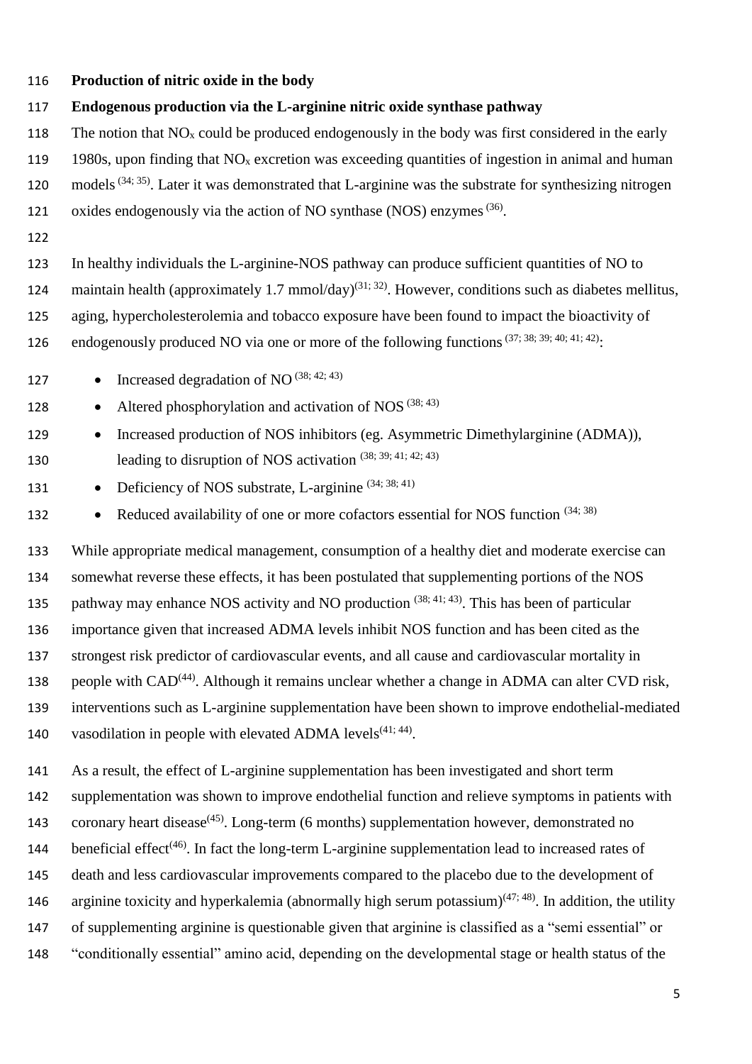## Production of nitric oxide in the body

### Endogenous production via the L-arginine nitric oxide synthase pathway

The notion that $NO_x$ could be produced endogenously in the body was first considered in the early 1980s, upon finding that $NO_x$ excretion was exceeding quantities of ingestion in animal and human models [34; 35]. Later it was demonstrated that L-arginine was the substrate for synthesizing nitrogen oxides endogenously via the action of NO synthase (NOS) enzymes [36].

In healthy individuals the L-arginine-NOS pathway can produce sufficient quantities of NO to maintain health (approximately 1.7 mmol/day)[31; 32]. However, conditions such as diabetes mellitus, aging, hypercholesterolemia and tobacco exposure have been found to impact the bioactivity of endogenously produced NO via one or more of the following functions [37; 38; 39; 40; 41; 42]:

- Increased degradation of NO [38; 42; 43]
- Altered phosphorylation and activation of NOS [38; 43]
- Increased production of NOS inhibitors (eg. Asymmetric Dimethylarginine (ADMA)), leading to disruption of NOS activation [38; 39; 41; 42; 43]
- Deficiency of NOS substrate, L-arginine [34; 38; 41]
- Reduced availability of one or more cofactors essential for NOS function [34; 38]

While appropriate medical management, consumption of a healthy diet and moderate exercise can somewhat reverse these effects, it has been postulated that supplementing portions of the NOS pathway may enhance NOS activity and NO production [38; 41; 43]. This has been of particular importance given that increased ADMA levels inhibit NOS function and has been cited as the strongest risk predictor of cardiovascular events, and all cause and cardiovascular mortality in people with CAD[44]. Although it remains unclear whether a change in ADMA can alter CVD risk, interventions such as L-arginine supplementation have been shown to improve endothelial-mediated vasodilation in people with elevated ADMA levels[41; 44].

As a result, the effect of L-arginine supplementation has been investigated and short term supplementation was shown to improve endothelial function and relieve symptoms in patients with coronary heart disease[45]. Long-term (6 months) supplementation however, demonstrated no beneficial effect[46]. In fact the long-term L-arginine supplementation lead to increased rates of death and less cardiovascular improvements compared to the placebo due to the development of arginine toxicity and hyperkalemia (abnormally high serum potassium)[47; 48]. In addition, the utility of supplementing arginine is questionable given that arginine is classified as a "semi essential" or "conditionally essential" amino acid, depending on the developmental stage or health status of the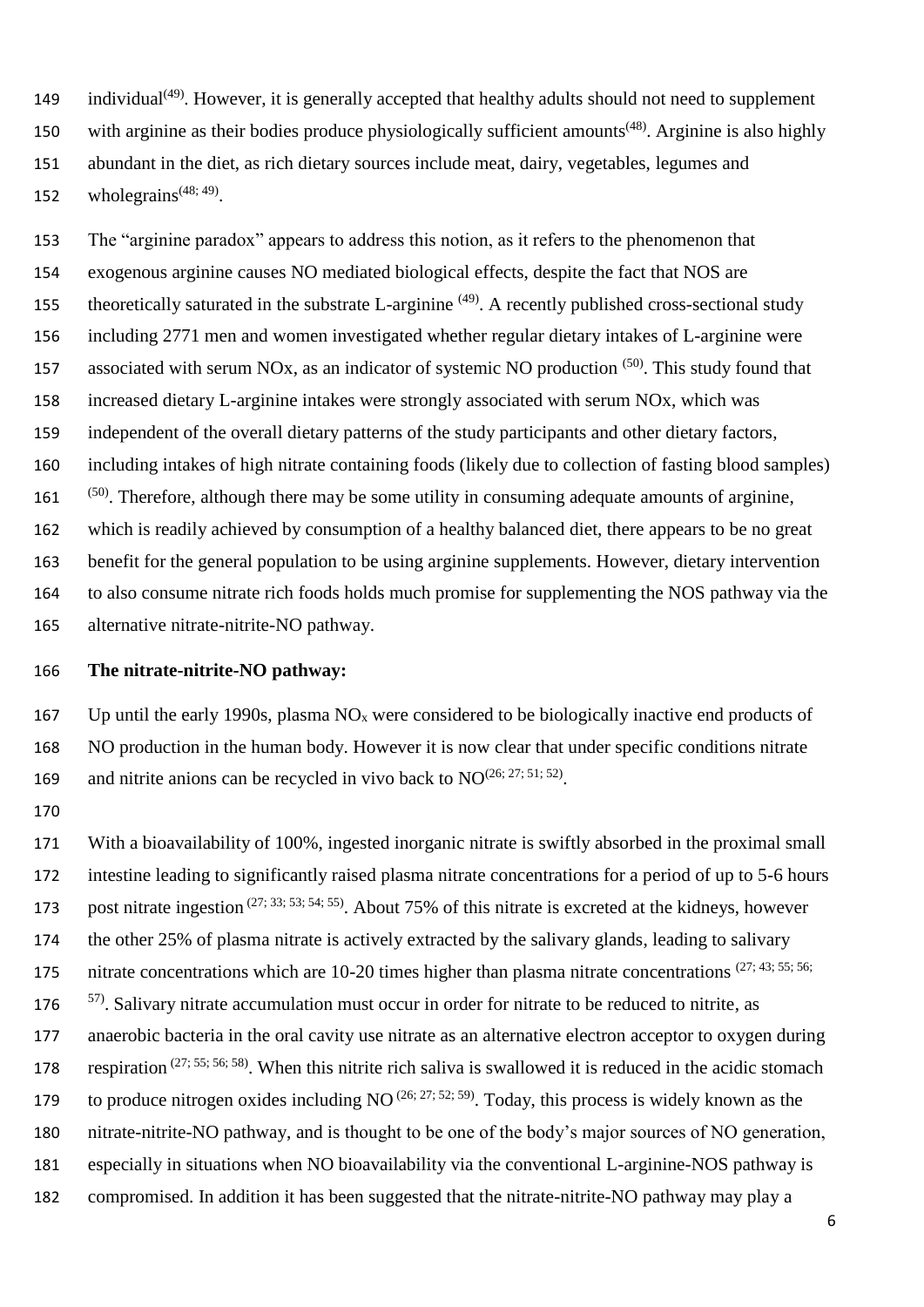individual[49]. However, it is generally accepted that healthy adults should not need to supplement with arginine as their bodies produce physiologically sufficient amounts[48]. Arginine is also highly abundant in the diet, as rich dietary sources include meat, dairy, vegetables, legumes and wholegrains[48; 49].

The "arginine paradox" appears to address this notion, as it refers to the phenomenon that exogenous arginine causes NO mediated biological effects, despite the fact that NOS are theoretically saturated in the substrate L-arginine [49]. A recently published cross-sectional study including 2771 men and women investigated whether regular dietary intakes of L-arginine were associated with serum NOx, as an indicator of systemic NO production [50]. This study found that increased dietary L-arginine intakes were strongly associated with serum NOx, which was independent of the overall dietary patterns of the study participants and other dietary factors, including intakes of high nitrate containing foods (likely due to collection of fasting blood samples) [50]. Therefore, although there may be some utility in consuming adequate amounts of arginine, which is readily achieved by consumption of a healthy balanced diet, there appears to be no great benefit for the general population to be using arginine supplements. However, dietary intervention to also consume nitrate rich foods holds much promise for supplementing the NOS pathway via the alternative nitrate-nitrite-NO pathway.

**The nitrate-nitrite-NO pathway:**

Up until the early 1990s, plasma $NO_x$ were considered to be biologically inactive end products of NO production in the human body. However it is now clear that under specific conditions nitrate and nitrite anions can be recycled in vivo back to NO[26; 27; 51; 52].

With a bioavailability of 100%, ingested inorganic nitrate is swiftly absorbed in the proximal small intestine leading to significantly raised plasma nitrate concentrations for a period of up to 5-6 hours post nitrate ingestion [27; 33; 53; 54; 55]. About 75% of this nitrate is excreted at the kidneys, however the other 25% of plasma nitrate is actively extracted by the salivary glands, leading to salivary nitrate concentrations which are 10-20 times higher than plasma nitrate concentrations [27; 43; 55; 56; 57]. Salivary nitrate accumulation must occur in order for nitrate to be reduced to nitrite, as anaerobic bacteria in the oral cavity use nitrate as an alternative electron acceptor to oxygen during respiration [27; 55; 56; 58]. When this nitrite rich saliva is swallowed it is reduced in the acidic stomach to produce nitrogen oxides including NO [26; 27; 52; 59]. Today, this process is widely known as the nitrate-nitrite-NO pathway, and is thought to be one of the body's major sources of NO generation, especially in situations when NO bioavailability via the conventional L-arginine-NOS pathway is compromised. In addition it has been suggested that the nitrate-nitrite-NO pathway may play a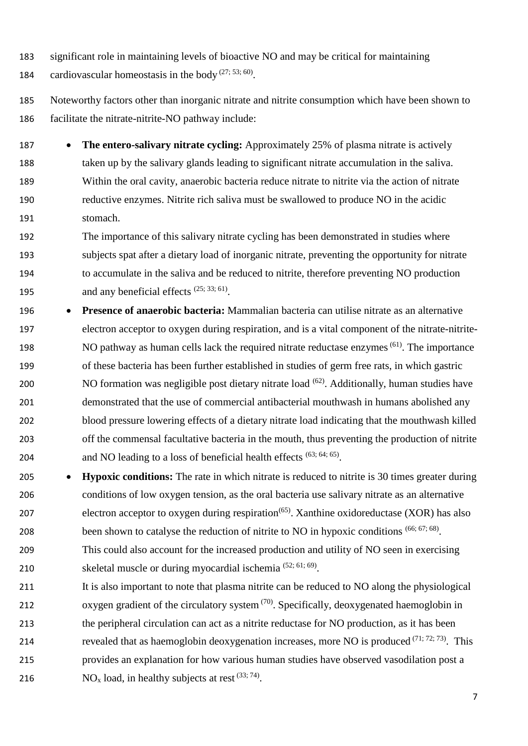significant role in maintaining levels of bioactive NO and may be critical for maintaining cardiovascular homeostasis in the body [27; 53; 60].

Noteworthy factors other than inorganic nitrate and nitrite consumption which have been shown to facilitate the nitrate-nitrite-NO pathway include:

- **The entero-salivary nitrate cycling:** Approximately 25% of plasma nitrate is actively taken up by the salivary glands leading to significant nitrate accumulation in the saliva. Within the oral cavity, anaerobic bacteria reduce nitrate to nitrite via the action of nitrate reductive enzymes. Nitrite rich saliva must be swallowed to produce NO in the acidic stomach.
  The importance of this salivary nitrate cycling has been demonstrated in studies where subjects spat after a dietary load of inorganic nitrate, preventing the opportunity for nitrate to accumulate in the saliva and be reduced to nitrite, therefore preventing NO production and any beneficial effects [25; 33; 61].
- **Presence of anaerobic bacteria:** Mammalian bacteria can utilise nitrate as an alternative electron acceptor to oxygen during respiration, and is a vital component of the nitrate-nitrite-NO pathway as human cells lack the required nitrate reductase enzymes [61]. The importance of these bacteria has been further established in studies of germ free rats, in which gastric NO formation was negligible post dietary nitrate load [62]. Additionally, human studies have demonstrated that the use of commercial antibacterial mouthwash in humans abolished any blood pressure lowering effects of a dietary nitrate load indicating that the mouthwash killed off the commensal facultative bacteria in the mouth, thus preventing the production of nitrite and NO leading to a loss of beneficial health effects [63; 64; 65].
- **Hypoxic conditions:** The rate in which nitrate is reduced to nitrite is 30 times greater during conditions of low oxygen tension, as the oral bacteria use salivary nitrate as an alternative electron acceptor to oxygen during respiration[65]. Xanthine oxidoreductase (XOR) has also been shown to catalyse the reduction of nitrite to NO in hypoxic conditions [66; 67; 68]. This could also account for the increased production and utility of NO seen in exercising skeletal muscle or during myocardial ischemia [52; 61; 69].
  It is also important to note that plasma nitrite can be reduced to NO along the physiological oxygen gradient of the circulatory system [70]. Specifically, deoxygenated haemoglobin in the peripheral circulation can act as a nitrite reductase for NO production, as it has been revealed that as haemoglobin deoxygenation increases, more NO is produced [71; 72; 73]. This provides an explanation for how various human studies have observed vasodilation post a $NO_x$ load, in healthy subjects at rest [33; 74].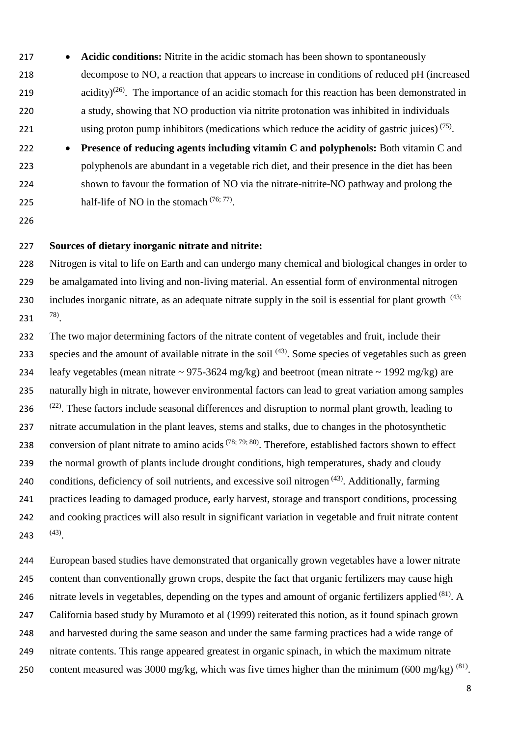- **Acidic conditions:** Nitrite in the acidic stomach has been shown to spontaneously decompose to NO, a reaction that appears to increase in conditions of reduced pH (increased acidity)[26]. The importance of an acidic stomach for this reaction has been demonstrated in a study, showing that NO production via nitrite protonation was inhibited in individuals using proton pump inhibitors (medications which reduce the acidity of gastric juices)[75].
- **Presence of reducing agents including vitamin C and polyphenols:** Both vitamin C and polyphenols are abundant in a vegetable rich diet, and their presence in the diet has been shown to favour the formation of NO via the nitrate-nitrite-NO pathway and prolong the half-life of NO in the stomach[76; 77].

**Sources of dietary inorganic nitrate and nitrite:**

Nitrogen is vital to life on Earth and can undergo many chemical and biological changes in order to be amalgamated into living and non-living material. An essential form of environmental nitrogen includes inorganic nitrate, as an adequate nitrate supply in the soil is essential for plant growth [43; 78].

The two major determining factors of the nitrate content of vegetables and fruit, include their species and the amount of available nitrate in the soil [43]. Some species of vegetables such as green leafy vegetables (mean nitrate ~ 975-3624 mg/kg) and beetroot (mean nitrate ~ 1992 mg/kg) are naturally high in nitrate, however environmental factors can lead to great variation among samples [22]. These factors include seasonal differences and disruption to normal plant growth, leading to nitrate accumulation in the plant leaves, stems and stalks, due to changes in the photosynthetic conversion of plant nitrate to amino acids [78; 79; 80]. Therefore, established factors shown to effect the normal growth of plants include drought conditions, high temperatures, shady and cloudy conditions, deficiency of soil nutrients, and excessive soil nitrogen [43]. Additionally, farming practices leading to damaged produce, early harvest, storage and transport conditions, processing and cooking practices will also result in significant variation in vegetable and fruit nitrate content [43].

European based studies have demonstrated that organically grown vegetables have a lower nitrate content than conventionally grown crops, despite the fact that organic fertilizers may cause high nitrate levels in vegetables, depending on the types and amount of organic fertilizers applied [81]. A California based study by Muramoto et al (1999) reiterated this notion, as it found spinach grown and harvested during the same season and under the same farming practices had a wide range of nitrate contents. This range appeared greatest in organic spinach, in which the maximum nitrate content measured was 3000 mg/kg, which was five times higher than the minimum (600 mg/kg) [81].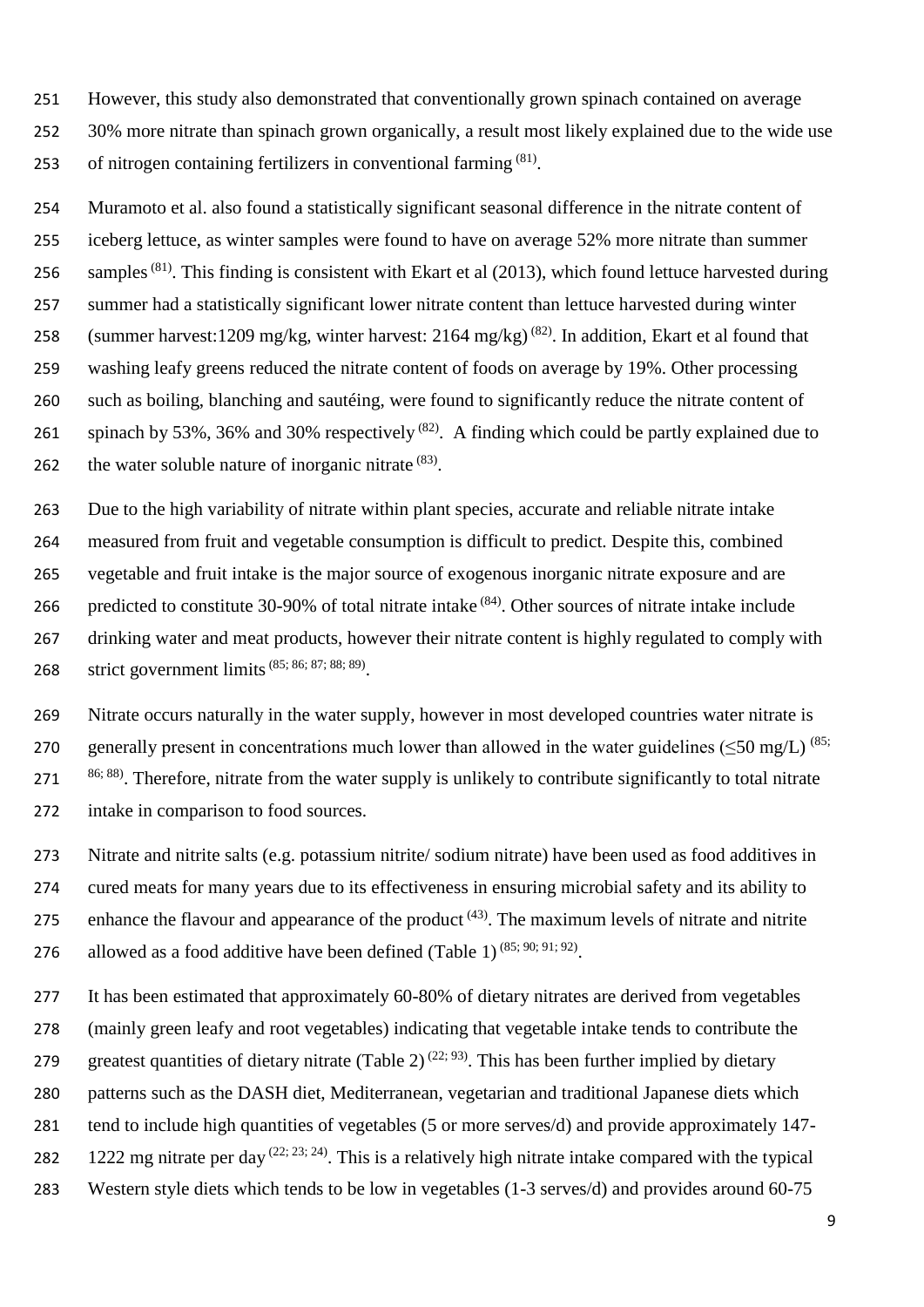However, this study also demonstrated that conventionally grown spinach contained on average 30% more nitrate than spinach grown organically, a result most likely explained due to the wide use of nitrogen containing fertilizers in conventional farming [(81)].

Muramoto et al. also found a statistically significant seasonal difference in the nitrate content of iceberg lettuce, as winter samples were found to have on average 52% more nitrate than summer samples [(81)]. This finding is consistent with Ekart et al (2013), which found lettuce harvested during summer had a statistically significant lower nitrate content than lettuce harvested during winter (summer harvest:1209 mg/kg, winter harvest: 2164 mg/kg) [(82)]. In addition, Ekart et al found that washing leafy greens reduced the nitrate content of foods on average by 19%. Other processing such as boiling, blanching and sautéing, were found to significantly reduce the nitrate content of spinach by 53%, 36% and 30% respectively [(82)]. A finding which could be partly explained due to the water soluble nature of inorganic nitrate [(83)].

Due to the high variability of nitrate within plant species, accurate and reliable nitrate intake measured from fruit and vegetable consumption is difficult to predict. Despite this, combined vegetable and fruit intake is the major source of exogenous inorganic nitrate exposure and are predicted to constitute 30-90% of total nitrate intake [(84)]. Other sources of nitrate intake include drinking water and meat products, however their nitrate content is highly regulated to comply with strict government limits [(85; 86; 87; 88; 89)].

Nitrate occurs naturally in the water supply, however in most developed countries water nitrate is generally present in concentrations much lower than allowed in the water guidelines (≤50 mg/L) [(85; 86; 88)]. Therefore, nitrate from the water supply is unlikely to contribute significantly to total nitrate intake in comparison to food sources.

Nitrate and nitrite salts (e.g. potassium nitrite/ sodium nitrate) have been used as food additives in cured meats for many years due to its effectiveness in ensuring microbial safety and its ability to enhance the flavour and appearance of the product [(43)]. The maximum levels of nitrate and nitrite allowed as a food additive have been defined (Table 1) [(85; 90; 91; 92)].

It has been estimated that approximately 60-80% of dietary nitrates are derived from vegetables (mainly green leafy and root vegetables) indicating that vegetable intake tends to contribute the greatest quantities of dietary nitrate (Table 2) [(22; 93)]. This has been further implied by dietary patterns such as the DASH diet, Mediterranean, vegetarian and traditional Japanese diets which tend to include high quantities of vegetables (5 or more serves/d) and provide approximately 147-1222 mg nitrate per day [(22; 23; 24)]. This is a relatively high nitrate intake compared with the typical Western style diets which tends to be low in vegetables (1-3 serves/d) and provides around 60-75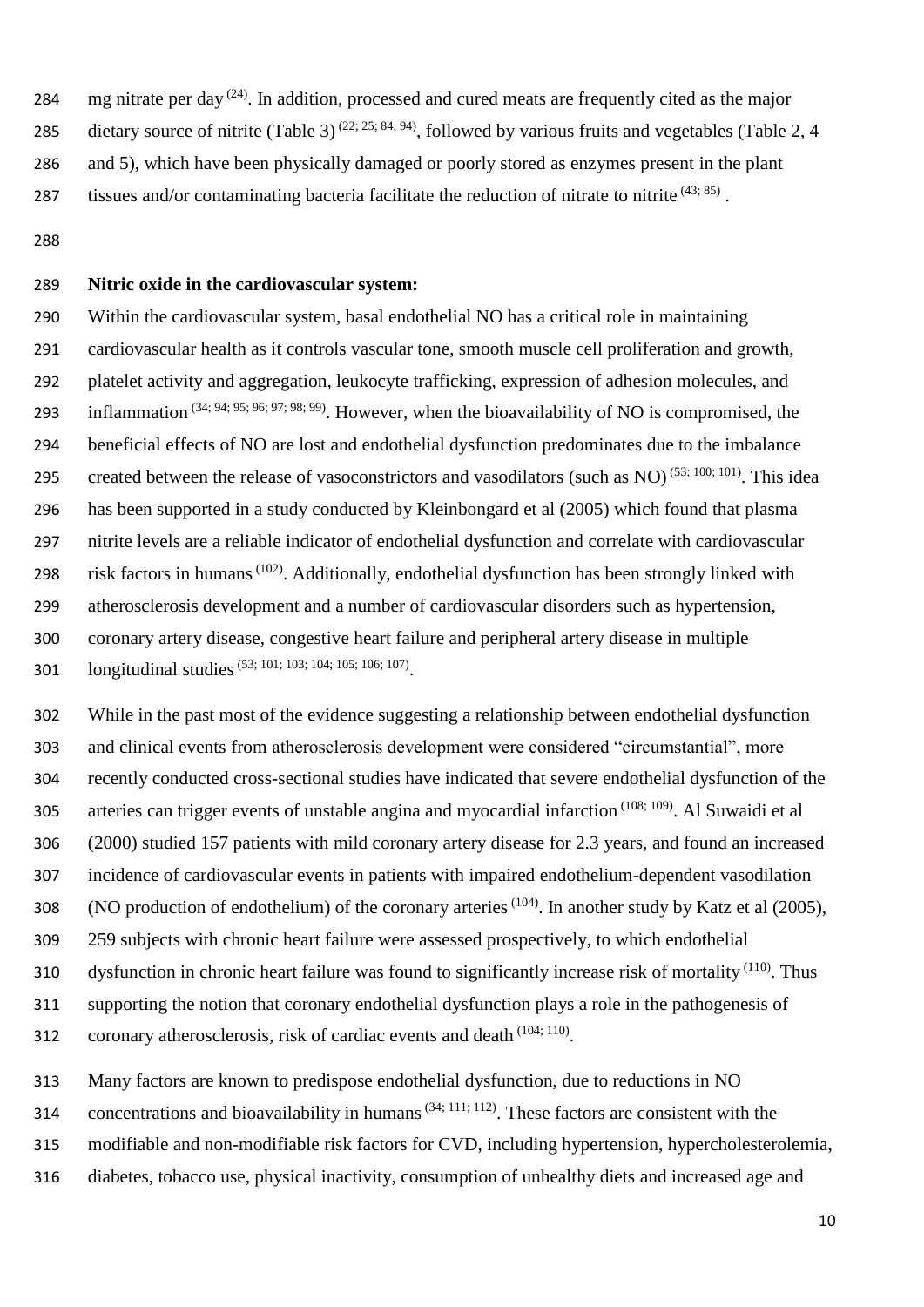mg nitrate per day [24]. In addition, processed and cured meats are frequently cited as the major dietary source of nitrite (Table 3) [22; 25; 84; 94], followed by various fruits and vegetables (Table 2, 4 and 5), which have been physically damaged or poorly stored as enzymes present in the plant tissues and/or contaminating bacteria facilitate the reduction of nitrate to nitrite [43; 85].

**Nitric oxide in the cardiovascular system:**

Within the cardiovascular system, basal endothelial NO has a critical role in maintaining cardiovascular health as it controls vascular tone, smooth muscle cell proliferation and growth, platelet activity and aggregation, leukocyte trafficking, expression of adhesion molecules, and inflammation [34; 94; 95; 96; 97; 98; 99]. However, when the bioavailability of NO is compromised, the beneficial effects of NO are lost and endothelial dysfunction predominates due to the imbalance created between the release of vasoconstrictors and vasodilators (such as NO) [53; 100; 101]. This idea has been supported in a study conducted by Kleinbongard et al (2005) which found that plasma nitrite levels are a reliable indicator of endothelial dysfunction and correlate with cardiovascular risk factors in humans [102]. Additionally, endothelial dysfunction has been strongly linked with atherosclerosis development and a number of cardiovascular disorders such as hypertension, coronary artery disease, congestive heart failure and peripheral artery disease in multiple longitudinal studies [53; 101; 103; 104; 105; 106; 107].

While in the past most of the evidence suggesting a relationship between endothelial dysfunction and clinical events from atherosclerosis development were considered "circumstantial", more recently conducted cross-sectional studies have indicated that severe endothelial dysfunction of the arteries can trigger events of unstable angina and myocardial infarction [108; 109]. Al Suwaidi et al (2000) studied 157 patients with mild coronary artery disease for 2.3 years, and found an increased incidence of cardiovascular events in patients with impaired endothelium-dependent vasodilation (NO production of endothelium) of the coronary arteries [104]. In another study by Katz et al (2005), 259 subjects with chronic heart failure were assessed prospectively, to which endothelial dysfunction in chronic heart failure was found to significantly increase risk of mortality [110]. Thus supporting the notion that coronary endothelial dysfunction plays a role in the pathogenesis of coronary atherosclerosis, risk of cardiac events and death [104; 110].

Many factors are known to predispose endothelial dysfunction, due to reductions in NO concentrations and bioavailability in humans [34; 111; 112]. These factors are consistent with the modifiable and non-modifiable risk factors for CVD, including hypertension, hypercholesterolemia, diabetes, tobacco use, physical inactivity, consumption of unhealthy diets and increased age and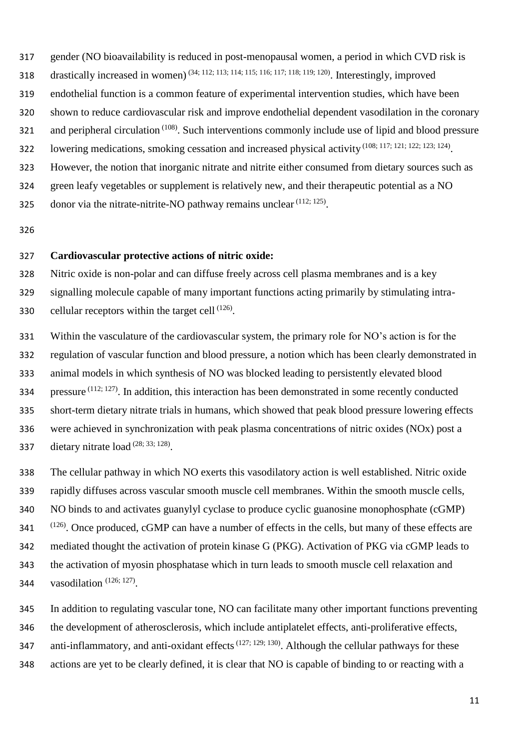gender (NO bioavailability is reduced in post-menopausal women, a period in which CVD risk is drastically increased in women) [34; 112; 113; 114; 115; 116; 117; 118; 119; 120]. Interestingly, improved endothelial function is a common feature of experimental intervention studies, which have been shown to reduce cardiovascular risk and improve endothelial dependent vasodilation in the coronary and peripheral circulation [108]. Such interventions commonly include use of lipid and blood pressure lowering medications, smoking cessation and increased physical activity [108; 117; 121; 122; 123; 124]. However, the notion that inorganic nitrate and nitrite either consumed from dietary sources such as green leafy vegetables or supplement is relatively new, and their therapeutic potential as a NO donor via the nitrate-nitrite-NO pathway remains unclear [112; 125].

**Cardiovascular protective actions of nitric oxide:**

Nitric oxide is non-polar and can diffuse freely across cell plasma membranes and is a key signalling molecule capable of many important functions acting primarily by stimulating intra-cellular receptors within the target cell [126].

Within the vasculature of the cardiovascular system, the primary role for NO's action is for the regulation of vascular function and blood pressure, a notion which has been clearly demonstrated in animal models in which synthesis of NO was blocked leading to persistently elevated blood pressure [112; 127]. In addition, this interaction has been demonstrated in some recently conducted short-term dietary nitrate trials in humans, which showed that peak blood pressure lowering effects were achieved in synchronization with peak plasma concentrations of nitric oxides (NOx) post a dietary nitrate load [28; 33; 128].

The cellular pathway in which NO exerts this vasodilatory action is well established. Nitric oxide rapidly diffuses across vascular smooth muscle cell membranes. Within the smooth muscle cells, NO binds to and activates guanylyl cyclase to produce cyclic guanosine monophosphate (cGMP) [126]. Once produced, cGMP can have a number of effects in the cells, but many of these effects are mediated thought the activation of protein kinase G (PKG). Activation of PKG via cGMP leads to the activation of myosin phosphatase which in turn leads to smooth muscle cell relaxation and vasodilation [126; 127].

In addition to regulating vascular tone, NO can facilitate many other important functions preventing the development of atherosclerosis, which include antiplatelet effects, anti-proliferative effects, anti-inflammatory, and anti-oxidant effects [127; 129; 130]. Although the cellular pathways for these actions are yet to be clearly defined, it is clear that NO is capable of binding to or reacting with a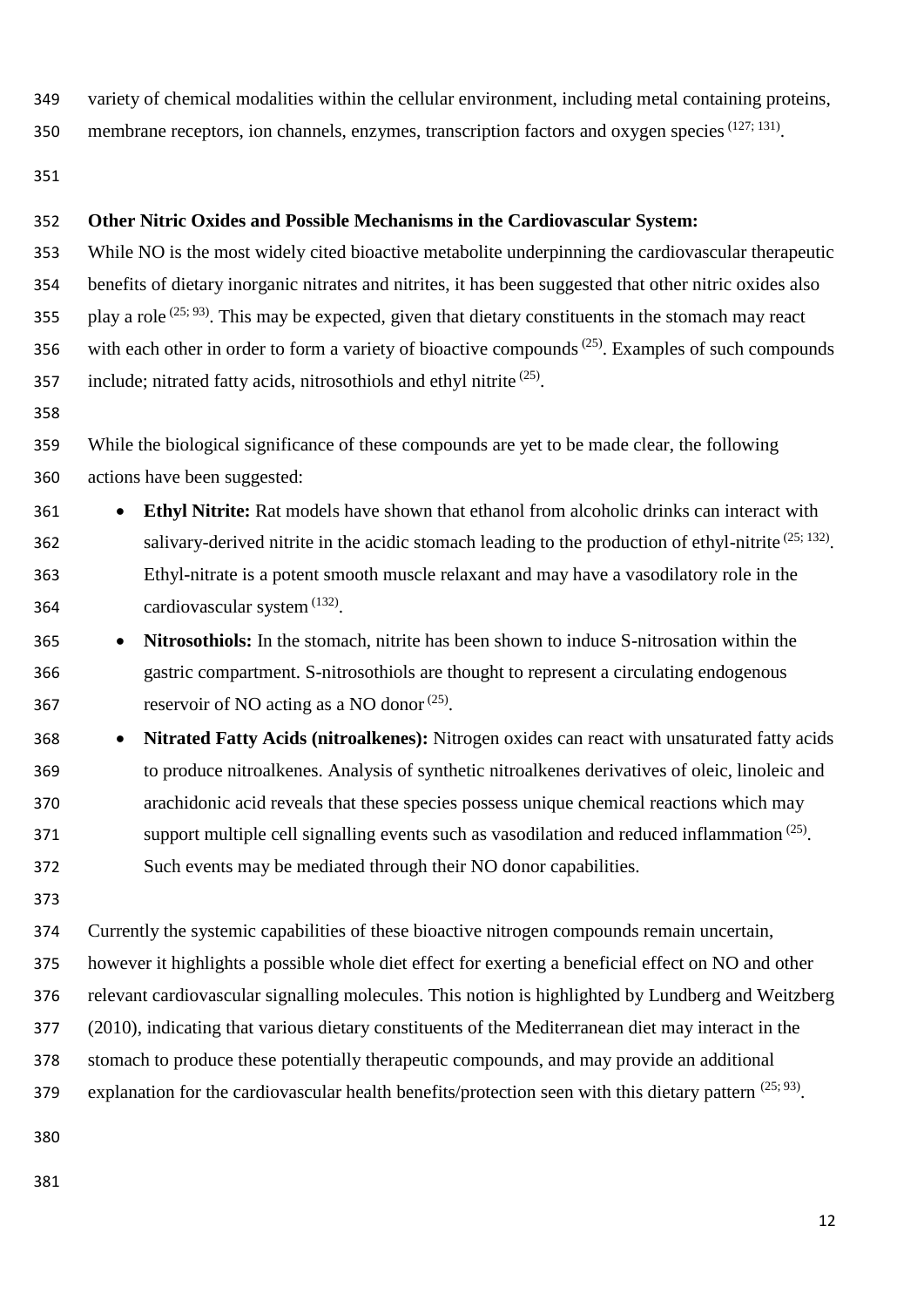variety of chemical modalities within the cellular environment, including metal containing proteins, membrane receptors, ion channels, enzymes, transcription factors and oxygen species [127; 131].

**Other Nitric Oxides and Possible Mechanisms in the Cardiovascular System:**

While NO is the most widely cited bioactive metabolite underpinning the cardiovascular therapeutic benefits of dietary inorganic nitrates and nitrites, it has been suggested that other nitric oxides also play a role [25; 93]. This may be expected, given that dietary constituents in the stomach may react with each other in order to form a variety of bioactive compounds [25]. Examples of such compounds include; nitrated fatty acids, nitrosothiols and ethyl nitrite [25].

While the biological significance of these compounds are yet to be made clear, the following actions have been suggested:

- **Ethyl Nitrite:** Rat models have shown that ethanol from alcoholic drinks can interact with salivary-derived nitrite in the acidic stomach leading to the production of ethyl-nitrite [25; 132]. Ethyl-nitrate is a potent smooth muscle relaxant and may have a vasodilatory role in the cardiovascular system [132].
- **Nitrosothiols:** In the stomach, nitrite has been shown to induce S-nitrosation within the gastric compartment. S-nitrosothiols are thought to represent a circulating endogenous reservoir of NO acting as a NO donor [25].
- **Nitrated Fatty Acids (nitroalkenes):** Nitrogen oxides can react with unsaturated fatty acids to produce nitroalkenes. Analysis of synthetic nitroalkenes derivatives of oleic, linoleic and arachidonic acid reveals that these species possess unique chemical reactions which may support multiple cell signalling events such as vasodilation and reduced inflammation [25]. Such events may be mediated through their NO donor capabilities.

Currently the systemic capabilities of these bioactive nitrogen compounds remain uncertain, however it highlights a possible whole diet effect for exerting a beneficial effect on NO and other relevant cardiovascular signalling molecules. This notion is highlighted by Lundberg and Weitzberg (2010), indicating that various dietary constituents of the Mediterranean diet may interact in the stomach to produce these potentially therapeutic compounds, and may provide an additional explanation for the cardiovascular health benefits/protection seen with this dietary pattern [25; 93].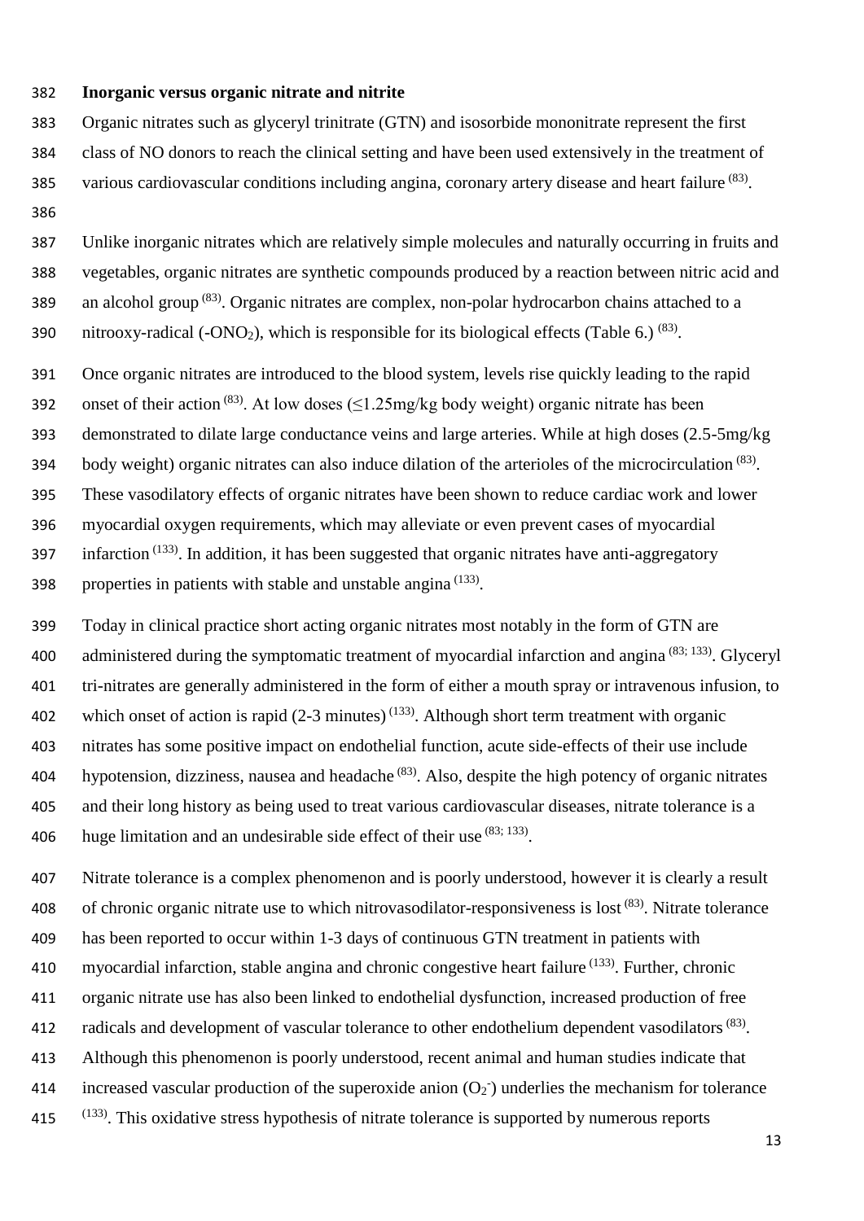**Inorganic versus organic nitrate and nitrite**

Organic nitrates such as glyceryl trinitrate (GTN) and isosorbide mononitrate represent the first class of NO donors to reach the clinical setting and have been used extensively in the treatment of various cardiovascular conditions including angina, coronary artery disease and heart failure [83].

Unlike inorganic nitrates which are relatively simple molecules and naturally occurring in fruits and vegetables, organic nitrates are synthetic compounds produced by a reaction between nitric acid and an alcohol group [83]. Organic nitrates are complex, non-polar hydrocarbon chains attached to a nitrooxy-radical (-$ONO_2$), which is responsible for its biological effects (Table 6.) [83].

Once organic nitrates are introduced to the blood system, levels rise quickly leading to the rapid onset of their action [83]. At low doses (≤1.25mg/kg body weight) organic nitrate has been demonstrated to dilate large conductance veins and large arteries. While at high doses (2.5-5mg/kg body weight) organic nitrates can also induce dilation of the arterioles of the microcirculation [83]. These vasodilatory effects of organic nitrates have been shown to reduce cardiac work and lower myocardial oxygen requirements, which may alleviate or even prevent cases of myocardial infarction [133]. In addition, it has been suggested that organic nitrates have anti-aggregatory properties in patients with stable and unstable angina [133].

Today in clinical practice short acting organic nitrates most notably in the form of GTN are administered during the symptomatic treatment of myocardial infarction and angina [83; 133]. Glyceryl tri-nitrates are generally administered in the form of either a mouth spray or intravenous infusion, to which onset of action is rapid (2-3 minutes) [133]. Although short term treatment with organic nitrates has some positive impact on endothelial function, acute side-effects of their use include hypotension, dizziness, nausea and headache [83]. Also, despite the high potency of organic nitrates and their long history as being used to treat various cardiovascular diseases, nitrate tolerance is a huge limitation and an undesirable side effect of their use [83; 133].

Nitrate tolerance is a complex phenomenon and is poorly understood, however it is clearly a result of chronic organic nitrate use to which nitrovasodilator-responsiveness is lost [83]. Nitrate tolerance has been reported to occur within 1-3 days of continuous GTN treatment in patients with myocardial infarction, stable angina and chronic congestive heart failure [133]. Further, chronic organic nitrate use has also been linked to endothelial dysfunction, increased production of free radicals and development of vascular tolerance to other endothelium dependent vasodilators [83]. Although this phenomenon is poorly understood, recent animal and human studies indicate that increased vascular production of the superoxide anion ($O_2^-$) underlies the mechanism for tolerance [133]. This oxidative stress hypothesis of nitrate tolerance is supported by numerous reports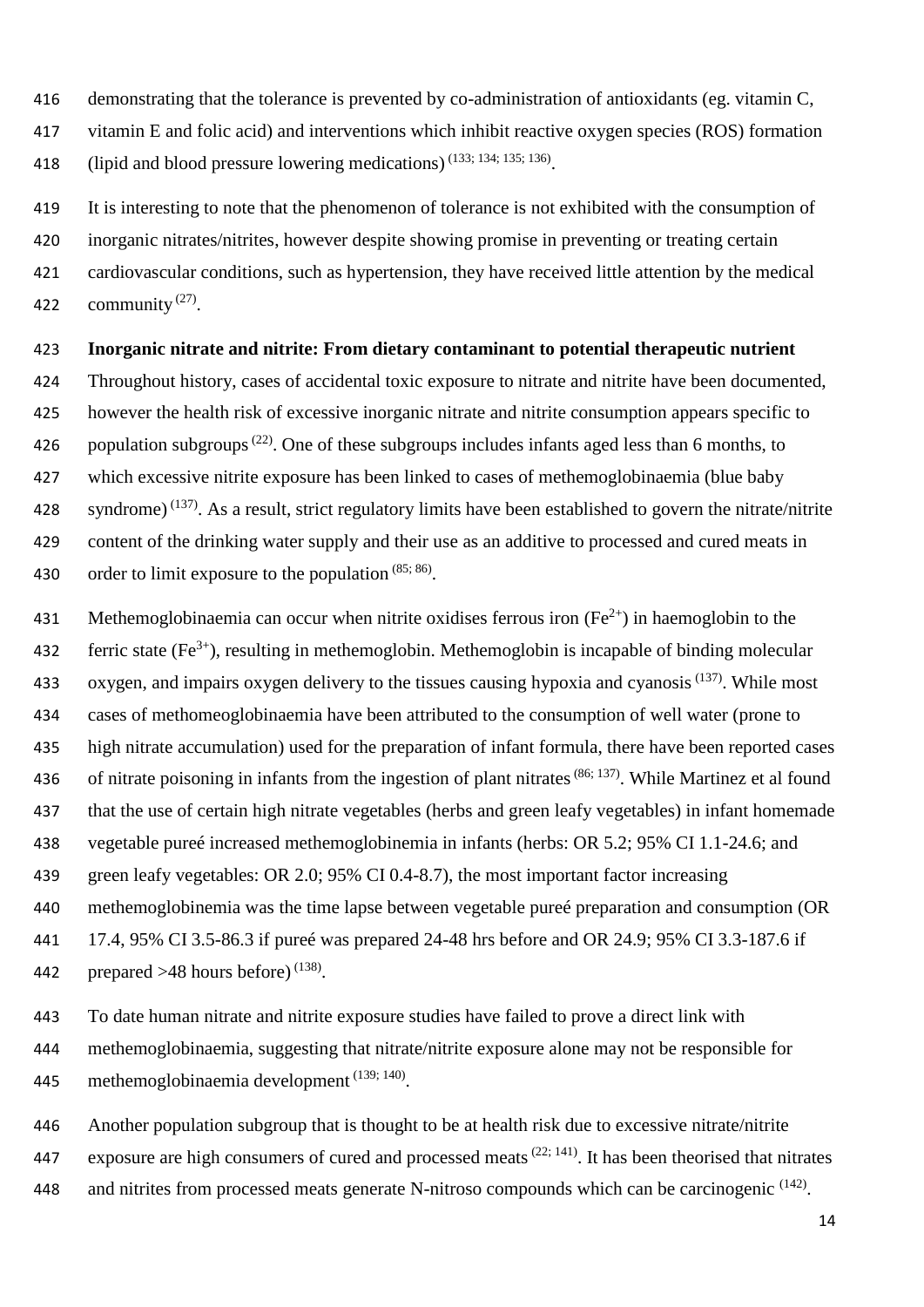demonstrating that the tolerance is prevented by co-administration of antioxidants (eg. vitamin C, vitamin E and folic acid) and interventions which inhibit reactive oxygen species (ROS) formation (lipid and blood pressure lowering medications) [133; 134; 135; 136].

It is interesting to note that the phenomenon of tolerance is not exhibited with the consumption of inorganic nitrates/nitrites, however despite showing promise in preventing or treating certain cardiovascular conditions, such as hypertension, they have received little attention by the medical community [27].

**Inorganic nitrate and nitrite: From dietary contaminant to potential therapeutic nutrient**

Throughout history, cases of accidental toxic exposure to nitrate and nitrite have been documented, however the health risk of excessive inorganic nitrate and nitrite consumption appears specific to population subgroups [22]. One of these subgroups includes infants aged less than 6 months, to which excessive nitrite exposure has been linked to cases of methemoglobinaemia (blue baby syndrome) [137]. As a result, strict regulatory limits have been established to govern the nitrate/nitrite content of the drinking water supply and their use as an additive to processed and cured meats in order to limit exposure to the population [85; 86].

Methemoglobinaemia can occur when nitrite oxidises ferrous iron ($Fe^{2+}$) in haemoglobin to the ferric state ($Fe^{3+}$), resulting in methemoglobin. Methemoglobin is incapable of binding molecular oxygen, and impairs oxygen delivery to the tissues causing hypoxia and cyanosis [137]. While most cases of methomeoglobinaemia have been attributed to the consumption of well water (prone to high nitrate accumulation) used for the preparation of infant formula, there have been reported cases of nitrate poisoning in infants from the ingestion of plant nitrates [86; 137]. While Martinez et al found that the use of certain high nitrate vegetables (herbs and green leafy vegetables) in infant homemade vegetable pureé increased methemoglobinemia in infants (herbs: OR 5.2; 95% CI 1.1-24.6; and green leafy vegetables: OR 2.0; 95% CI 0.4-8.7), the most important factor increasing methemoglobinemia was the time lapse between vegetable pureé preparation and consumption (OR 17.4, 95% CI 3.5-86.3 if pureé was prepared 24-48 hrs before and OR 24.9; 95% CI 3.3-187.6 if prepared >48 hours before) [138].

To date human nitrate and nitrite exposure studies have failed to prove a direct link with methemoglobinaemia, suggesting that nitrate/nitrite exposure alone may not be responsible for methemoglobinaemia development [139; 140].

Another population subgroup that is thought to be at health risk due to excessive nitrate/nitrite exposure are high consumers of cured and processed meats [22; 141]. It has been theorised that nitrates and nitrites from processed meats generate N-nitroso compounds which can be carcinogenic [142].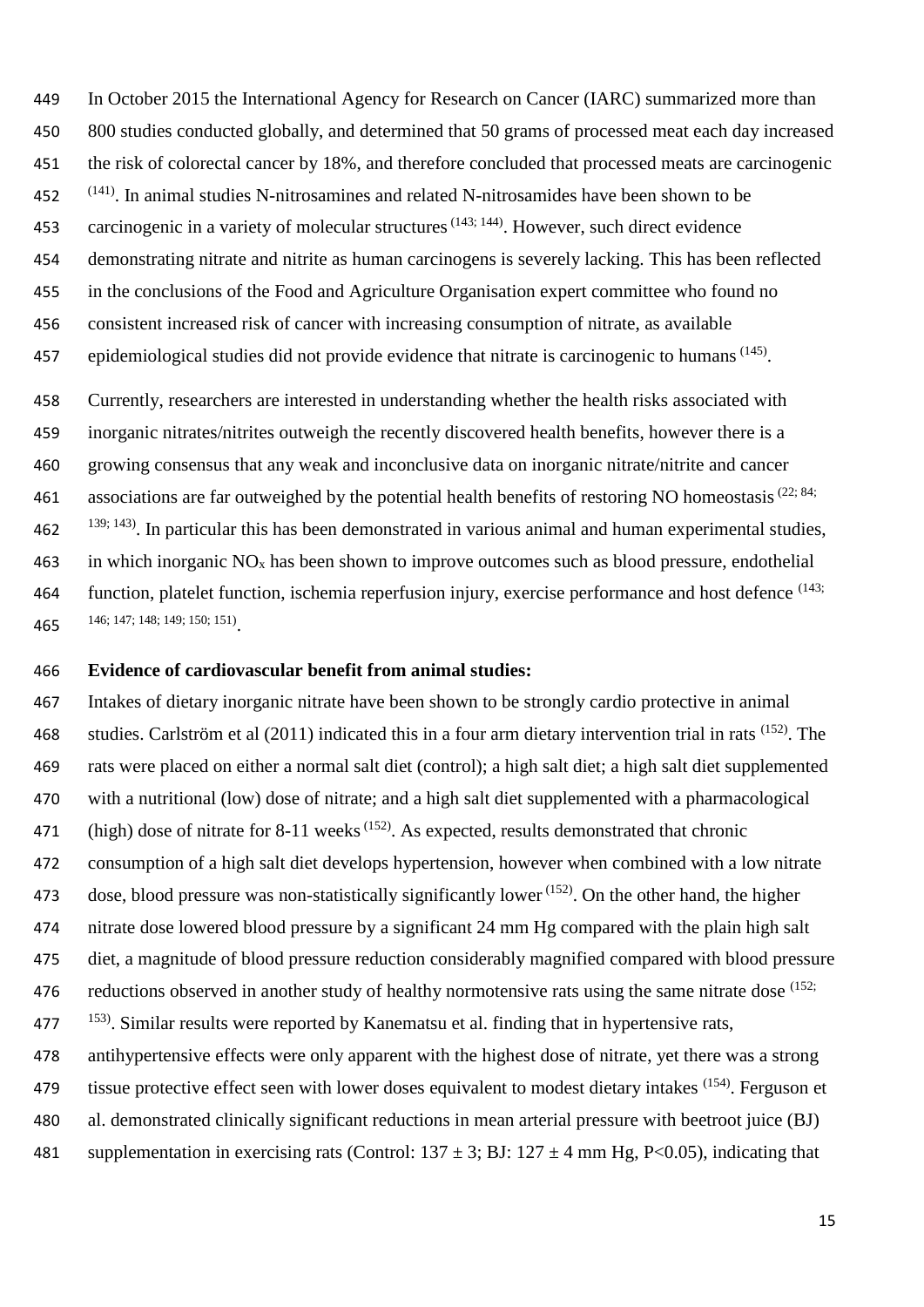In October 2015 the International Agency for Research on Cancer (IARC) summarized more than 800 studies conducted globally, and determined that 50 grams of processed meat each day increased the risk of colorectal cancer by 18%, and therefore concluded that processed meats are carcinogenic [(141)]. In animal studies N-nitrosamines and related N-nitrosamides have been shown to be carcinogenic in a variety of molecular structures [(143; 144)]. However, such direct evidence demonstrating nitrate and nitrite as human carcinogens is severely lacking. This has been reflected in the conclusions of the Food and Agriculture Organisation expert committee who found no consistent increased risk of cancer with increasing consumption of nitrate, as available epidemiological studies did not provide evidence that nitrate is carcinogenic to humans [(145)].

Currently, researchers are interested in understanding whether the health risks associated with inorganic nitrates/nitrites outweigh the recently discovered health benefits, however there is a growing consensus that any weak and inconclusive data on inorganic nitrate/nitrite and cancer associations are far outweighed by the potential health benefits of restoring NO homeostasis [(22; 84; 139; 143)]. In particular this has been demonstrated in various animal and human experimental studies, in which inorganic $NO_x$ has been shown to improve outcomes such as blood pressure, endothelial function, platelet function, ischemia reperfusion injury, exercise performance and host defence [(143; 146; 147; 148; 149; 150; 151)].

**Evidence of cardiovascular benefit from animal studies:**

Intakes of dietary inorganic nitrate have been shown to be strongly cardio protective in animal studies. Carlström et al (2011) indicated this in a four arm dietary intervention trial in rats [(152)]. The rats were placed on either a normal salt diet (control); a high salt diet; a high salt diet supplemented with a nutritional (low) dose of nitrate; and a high salt diet supplemented with a pharmacological (high) dose of nitrate for 8-11 weeks [(152)]. As expected, results demonstrated that chronic consumption of a high salt diet develops hypertension, however when combined with a low nitrate dose, blood pressure was non-statistically significantly lower [(152)]. On the other hand, the higher nitrate dose lowered blood pressure by a significant 24 mm Hg compared with the plain high salt diet, a magnitude of blood pressure reduction considerably magnified compared with blood pressure reductions observed in another study of healthy normotensive rats using the same nitrate dose [(152; 153)]. Similar results were reported by Kanematsu et al. finding that in hypertensive rats, antihypertensive effects were only apparent with the highest dose of nitrate, yet there was a strong tissue protective effect seen with lower doses equivalent to modest dietary intakes [(154)]. Ferguson et al. demonstrated clinically significant reductions in mean arterial pressure with beetroot juice (BJ) supplementation in exercising rats (Control: $137 \pm 3$; BJ: $127 \pm 4$ mm Hg, $P<0.05$), indicating that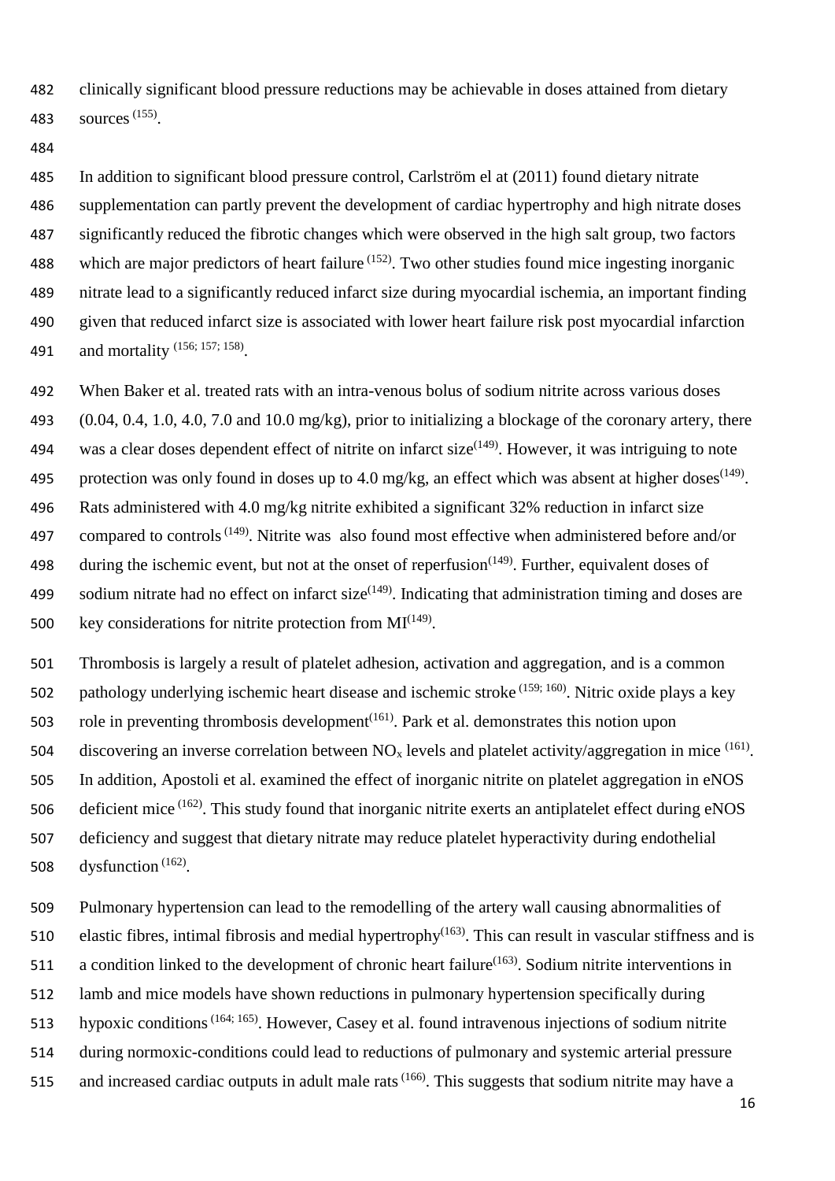clinically significant blood pressure reductions may be achievable in doses attained from dietary sources [155].

In addition to significant blood pressure control, Carlström el at (2011) found dietary nitrate supplementation can partly prevent the development of cardiac hypertrophy and high nitrate doses significantly reduced the fibrotic changes which were observed in the high salt group, two factors which are major predictors of heart failure [152]. Two other studies found mice ingesting inorganic nitrate lead to a significantly reduced infarct size during myocardial ischemia, an important finding given that reduced infarct size is associated with lower heart failure risk post myocardial infarction and mortality [156; 157; 158].

When Baker et al. treated rats with an intra-venous bolus of sodium nitrite across various doses (0.04, 0.4, 1.0, 4.0, 7.0 and 10.0 mg/kg), prior to initializing a blockage of the coronary artery, there was a clear doses dependent effect of nitrite on infarct size[149]. However, it was intriguing to note protection was only found in doses up to 4.0 mg/kg, an effect which was absent at higher doses[149]. Rats administered with 4.0 mg/kg nitrite exhibited a significant 32% reduction in infarct size compared to controls [149]. Nitrite was also found most effective when administered before and/or during the ischemic event, but not at the onset of reperfusion[149]. Further, equivalent doses of sodium nitrate had no effect on infarct size[149]. Indicating that administration timing and doses are key considerations for nitrite protection from MI[149].

Thrombosis is largely a result of platelet adhesion, activation and aggregation, and is a common pathology underlying ischemic heart disease and ischemic stroke [159; 160]. Nitric oxide plays a key role in preventing thrombosis development[161]. Park et al. demonstrates this notion upon discovering an inverse correlation between $NO_x$ levels and platelet activity/aggregation in mice [161]. In addition, Apostoli et al. examined the effect of inorganic nitrite on platelet aggregation in eNOS deficient mice [162]. This study found that inorganic nitrite exerts an antiplatelet effect during eNOS deficiency and suggest that dietary nitrate may reduce platelet hyperactivity during endothelial dysfunction [162].

Pulmonary hypertension can lead to the remodelling of the artery wall causing abnormalities of elastic fibres, intimal fibrosis and medial hypertrophy[163]. This can result in vascular stiffness and is a condition linked to the development of chronic heart failure[163]. Sodium nitrite interventions in lamb and mice models have shown reductions in pulmonary hypertension specifically during hypoxic conditions [164; 165]. However, Casey et al. found intravenous injections of sodium nitrite during normoxic-conditions could lead to reductions of pulmonary and systemic arterial pressure and increased cardiac outputs in adult male rats [166]. This suggests that sodium nitrite may have a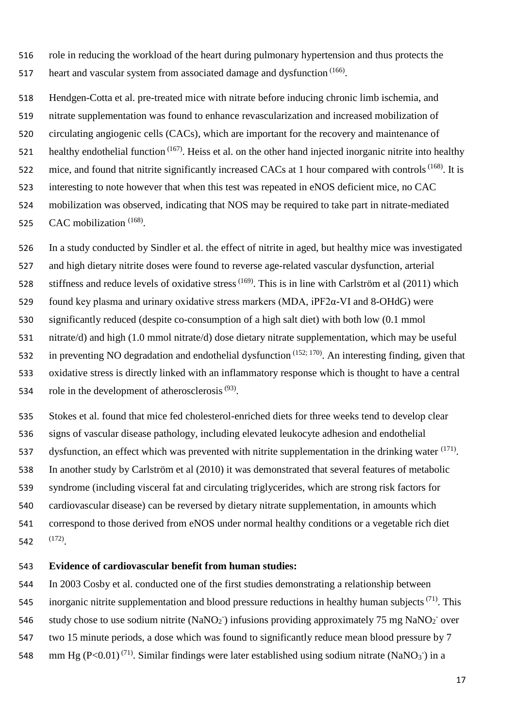role in reducing the workload of the heart during pulmonary hypertension and thus protects the heart and vascular system from associated damage and dysfunction [166].

Hendgen-Cotta et al. pre-treated mice with nitrate before inducing chronic limb ischemia, and nitrate supplementation was found to enhance revascularization and increased mobilization of circulating angiogenic cells (CACs), which are important for the recovery and maintenance of healthy endothelial function [167]. Heiss et al. on the other hand injected inorganic nitrite into healthy mice, and found that nitrite significantly increased CACs at 1 hour compared with controls [168]. It is interesting to note however that when this test was repeated in eNOS deficient mice, no CAC mobilization was observed, indicating that NOS may be required to take part in nitrate-mediated CAC mobilization [168].

In a study conducted by Sindler et al. the effect of nitrite in aged, but healthy mice was investigated and high dietary nitrite doses were found to reverse age-related vascular dysfunction, arterial stiffness and reduce levels of oxidative stress [169]. This is in line with Carlström et al (2011) which found key plasma and urinary oxidative stress markers (MDA, iPF2α-VI and 8-OHdG) were significantly reduced (despite co-consumption of a high salt diet) with both low (0.1 mmol nitrate/d) and high (1.0 mmol nitrate/d) dose dietary nitrate supplementation, which may be useful in preventing NO degradation and endothelial dysfunction [152; 170]. An interesting finding, given that oxidative stress is directly linked with an inflammatory response which is thought to have a central role in the development of atherosclerosis [93].

Stokes et al. found that mice fed cholesterol-enriched diets for three weeks tend to develop clear signs of vascular disease pathology, including elevated leukocyte adhesion and endothelial dysfunction, an effect which was prevented with nitrite supplementation in the drinking water [171]. In another study by Carlström et al (2010) it was demonstrated that several features of metabolic syndrome (including visceral fat and circulating triglycerides, which are strong risk factors for cardiovascular disease) can be reversed by dietary nitrate supplementation, in amounts which correspond to those derived from eNOS under normal healthy conditions or a vegetable rich diet [172].

**Evidence of cardiovascular benefit from human studies:**

In 2003 Cosby et al. conducted one of the first studies demonstrating a relationship between inorganic nitrite supplementation and blood pressure reductions in healthy human subjects [71]. This study chose to use sodium nitrite ($NaNO_2^-$) infusions providing approximately 75 mg $NaNO_2^-$ over two 15 minute periods, a dose which was found to significantly reduce mean blood pressure by 7 mm Hg ($P<0.01$) [71]. Similar findings were later established using sodium nitrate ($NaNO_3^-$) in a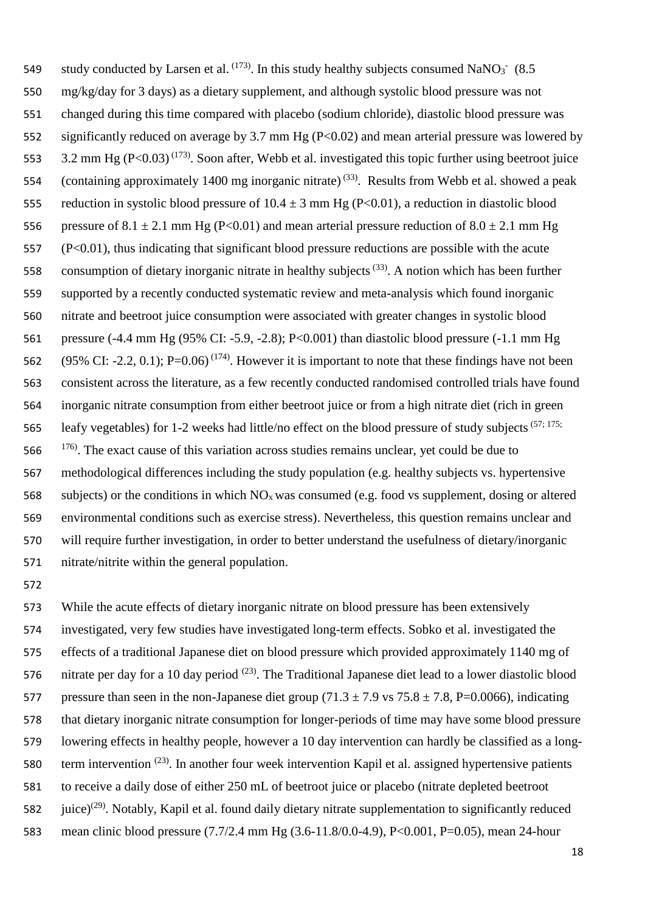study conducted by Larsen et al. [173]. In this study healthy subjects consumed $NaNO_3^-$ (8.5 mg/kg/day for 3 days) as a dietary supplement, and although systolic blood pressure was not changed during this time compared with placebo (sodium chloride), diastolic blood pressure was significantly reduced on average by 3.7 mm Hg ($P<0.02$) and mean arterial pressure was lowered by 3.2 mm Hg ($P<0.03$) [173]. Soon after, Webb et al. investigated this topic further using beetroot juice (containing approximately 1400 mg inorganic nitrate) [33]. Results from Webb et al. showed a peak reduction in systolic blood pressure of $10.4 \pm 3$ mm Hg ($P<0.01$), a reduction in diastolic blood pressure of $8.1 \pm 2.1$ mm Hg ($P<0.01$) and mean arterial pressure reduction of $8.0 \pm 2.1$ mm Hg ($P<0.01$), thus indicating that significant blood pressure reductions are possible with the acute consumption of dietary inorganic nitrate in healthy subjects [33]. A notion which has been further supported by a recently conducted systematic review and meta-analysis which found inorganic nitrate and beetroot juice consumption were associated with greater changes in systolic blood pressure (-4.4 mm Hg (95% CI: -5.9, -2.8); $P<0.001$) than diastolic blood pressure (-1.1 mm Hg (95% CI: -2.2, 0.1); $P=0.06$) [174]. However it is important to note that these findings have not been consistent across the literature, as a few recently conducted randomised controlled trials have found inorganic nitrate consumption from either beetroot juice or from a high nitrate diet (rich in green leafy vegetables) for 1-2 weeks had little/no effect on the blood pressure of study subjects [57; 175; 176]. The exact cause of this variation across studies remains unclear, yet could be due to methodological differences including the study population (e.g. healthy subjects vs. hypertensive subjects) or the conditions in which $NO_x$ was consumed (e.g. food vs supplement, dosing or altered environmental conditions such as exercise stress). Nevertheless, this question remains unclear and will require further investigation, in order to better understand the usefulness of dietary/inorganic nitrate/nitrite within the general population.

While the acute effects of dietary inorganic nitrate on blood pressure has been extensively investigated, very few studies have investigated long-term effects. Sobko et al. investigated the effects of a traditional Japanese diet on blood pressure which provided approximately 1140 mg of nitrate per day for a 10 day period [23]. The Traditional Japanese diet lead to a lower diastolic blood pressure than seen in the non-Japanese diet group ($71.3 \pm 7.9$ vs $75.8 \pm 7.8$, $P=0.0066$), indicating that dietary inorganic nitrate consumption for longer-periods of time may have some blood pressure lowering effects in healthy people, however a 10 day intervention can hardly be classified as a long-term intervention [23]. In another four week intervention Kapil et al. assigned hypertensive patients to receive a daily dose of either 250 mL of beetroot juice or placebo (nitrate depleted beetroot juice)[29]. Notably, Kapil et al. found daily dietary nitrate supplementation to significantly reduced mean clinic blood pressure (7.7/2.4 mm Hg (3.6-11.8/0.0-4.9), $P<0.001$, $P=0.05$), mean 24-hour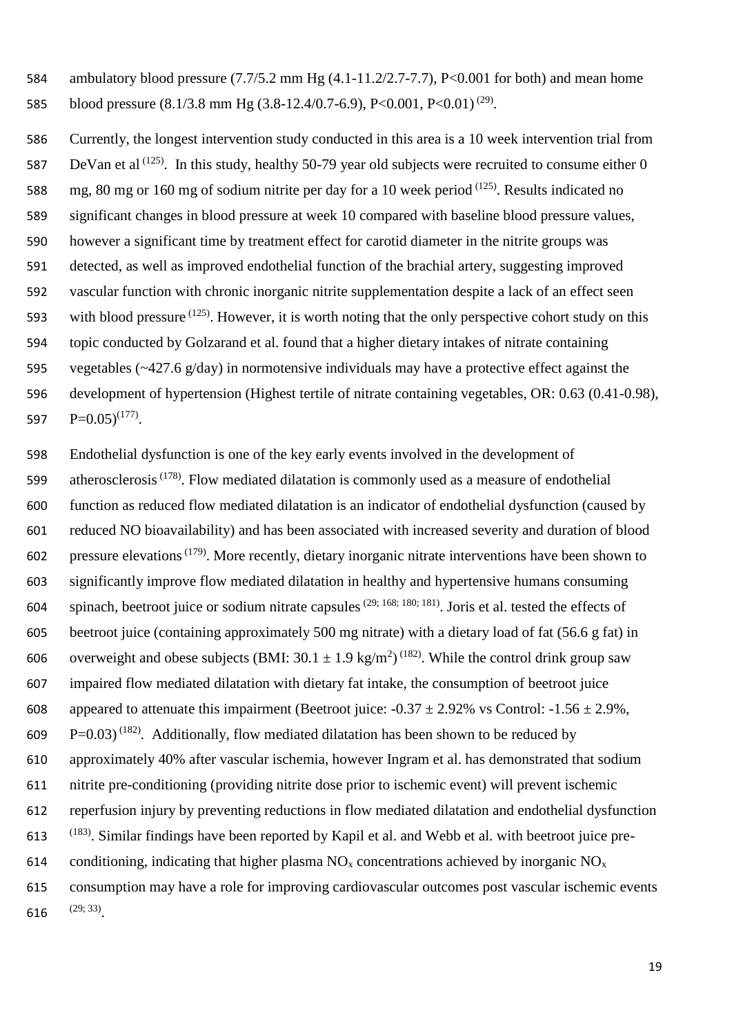ambulatory blood pressure (7.7/5.2 mm Hg (4.1-11.2/2.7-7.7), P<0.001 for both) and mean home blood pressure (8.1/3.8 mm Hg (3.8-12.4/0.7-6.9), P<0.001, P<0.01) [(29)].

Currently, the longest intervention study conducted in this area is a 10 week intervention trial from DeVan et al [(125)]. In this study, healthy 50-79 year old subjects were recruited to consume either 0 mg, 80 mg or 160 mg of sodium nitrite per day for a 10 week period [(125)]. Results indicated no significant changes in blood pressure at week 10 compared with baseline blood pressure values, however a significant time by treatment effect for carotid diameter in the nitrite groups was detected, as well as improved endothelial function of the brachial artery, suggesting improved vascular function with chronic inorganic nitrite supplementation despite a lack of an effect seen with blood pressure [(125)]. However, it is worth noting that the only perspective cohort study on this topic conducted by Golzarand et al. found that a higher dietary intakes of nitrate containing vegetables (~427.6 g/day) in normotensive individuals may have a protective effect against the development of hypertension (Highest tertile of nitrate containing vegetables, OR: 0.63 (0.41-0.98), P=0.05)[(177)].

Endothelial dysfunction is one of the key early events involved in the development of atherosclerosis [(178)]. Flow mediated dilatation is commonly used as a measure of endothelial function as reduced flow mediated dilatation is an indicator of endothelial dysfunction (caused by reduced NO bioavailability) and has been associated with increased severity and duration of blood pressure elevations [(179)]. More recently, dietary inorganic nitrate interventions have been shown to significantly improve flow mediated dilatation in healthy and hypertensive humans consuming spinach, beetroot juice or sodium nitrate capsules [(29; 168; 180; 181)]. Joris et al. tested the effects of beetroot juice (containing approximately 500 mg nitrate) with a dietary load of fat (56.6 g fat) in overweight and obese subjects (BMI: $30.1 \pm 1.9$ kg/m$^2$) [(182)]. While the control drink group saw impaired flow mediated dilatation with dietary fat intake, the consumption of beetroot juice appeared to attenuate this impairment (Beetroot juice: $-0.37 \pm 2.92\%$ vs Control: $-1.56 \pm 2.9\%$, P=0.03) [(182)]. Additionally, flow mediated dilatation has been shown to be reduced by approximately 40% after vascular ischemia, however Ingram et al. has demonstrated that sodium nitrite pre-conditioning (providing nitrite dose prior to ischemic event) will prevent ischemic reperfusion injury by preventing reductions in flow mediated dilatation and endothelial dysfunction [(183)]. Similar findings have been reported by Kapil et al. and Webb et al. with beetroot juice pre-conditioning, indicating that higher plasma $NO_x$ concentrations achieved by inorganic $NO_x$ consumption may have a role for improving cardiovascular outcomes post vascular ischemic events [(29; 33)].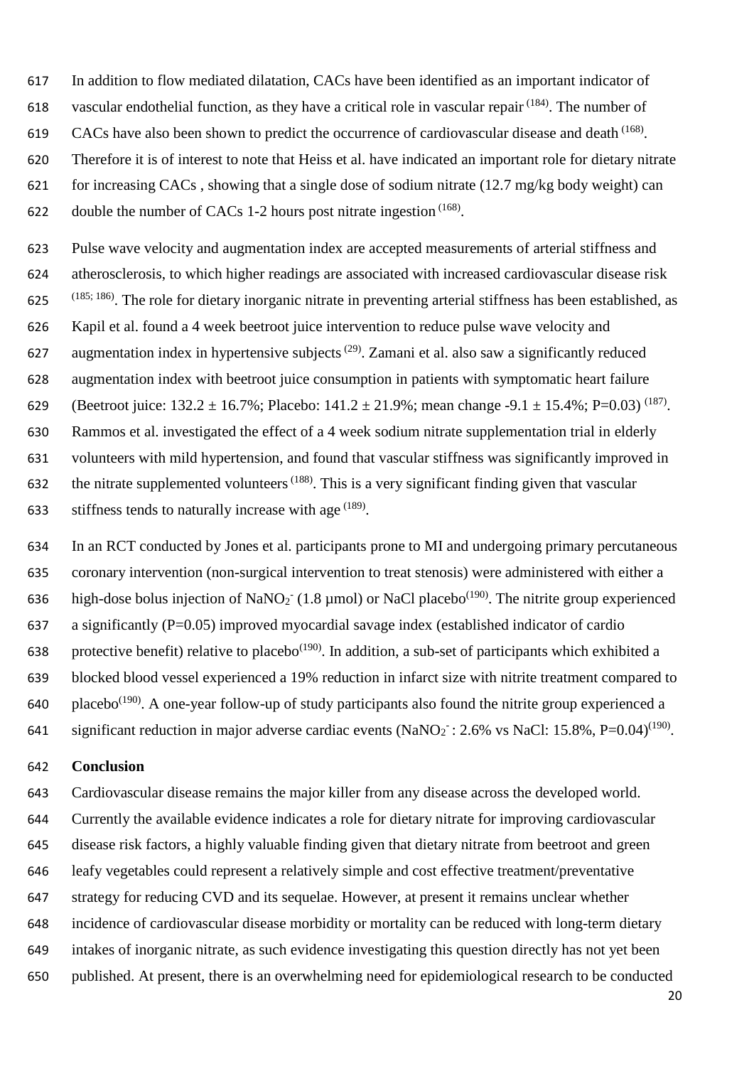In addition to flow mediated dilatation, CACs have been identified as an important indicator of vascular endothelial function, as they have a critical role in vascular repair [184]. The number of CACs have also been shown to predict the occurrence of cardiovascular disease and death [168]. Therefore it is of interest to note that Heiss et al. have indicated an important role for dietary nitrate for increasing CACs , showing that a single dose of sodium nitrate (12.7 mg/kg body weight) can double the number of CACs 1-2 hours post nitrate ingestion [168].

Pulse wave velocity and augmentation index are accepted measurements of arterial stiffness and atherosclerosis, to which higher readings are associated with increased cardiovascular disease risk [185; 186]. The role for dietary inorganic nitrate in preventing arterial stiffness has been established, as Kapil et al. found a 4 week beetroot juice intervention to reduce pulse wave velocity and augmentation index in hypertensive subjects [29]. Zamani et al. also saw a significantly reduced augmentation index with beetroot juice consumption in patients with symptomatic heart failure (Beetroot juice: 132.2 ± 16.7%; Placebo: 141.2 ± 21.9%; mean change -9.1 ± 15.4%; P=0.03) [187]. Rammos et al. investigated the effect of a 4 week sodium nitrate supplementation trial in elderly volunteers with mild hypertension, and found that vascular stiffness was significantly improved in the nitrate supplemented volunteers [188]. This is a very significant finding given that vascular stiffness tends to naturally increase with age [189].

In an RCT conducted by Jones et al. participants prone to MI and undergoing primary percutaneous coronary intervention (non-surgical intervention to treat stenosis) were administered with either a high-dose bolus injection of $NaNO_2^-$ (1.8 µmol) or NaCl placebo[190]. The nitrite group experienced a significantly (P=0.05) improved myocardial savage index (established indicator of cardio protective benefit) relative to placebo[190]. In addition, a sub-set of participants which exhibited a blocked blood vessel experienced a 19% reduction in infarct size with nitrite treatment compared to placebo[190]. A one-year follow-up of study participants also found the nitrite group experienced a significant reduction in major adverse cardiac events ($NaNO_2^-$ : 2.6% vs NaCl: 15.8%, P=0.04)[190].

**Conclusion**

Cardiovascular disease remains the major killer from any disease across the developed world. Currently the available evidence indicates a role for dietary nitrate for improving cardiovascular disease risk factors, a highly valuable finding given that dietary nitrate from beetroot and green leafy vegetables could represent a relatively simple and cost effective treatment/preventative strategy for reducing CVD and its sequelae. However, at present it remains unclear whether incidence of cardiovascular disease morbidity or mortality can be reduced with long-term dietary intakes of inorganic nitrate, as such evidence investigating this question directly has not yet been published. At present, there is an overwhelming need for epidemiological research to be conducted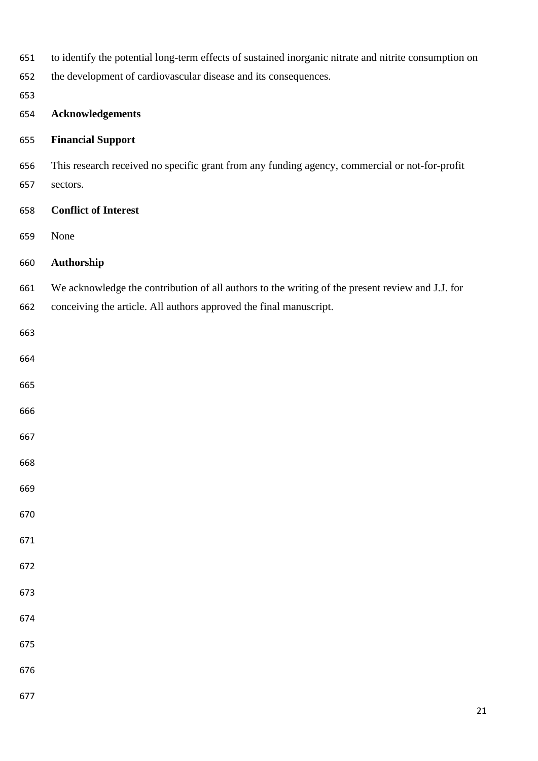to identify the potential long-term effects of sustained inorganic nitrate and nitrite consumption on the development of cardiovascular disease and its consequences.

## Acknowledgements

### Financial Support

This research received no specific grant from any funding agency, commercial or not-for-profit sectors.

### Conflict of Interest

None

### Authorship

We acknowledge the contribution of all authors to the writing of the present review and J.J. for conceiving the article. All authors approved the final manuscript.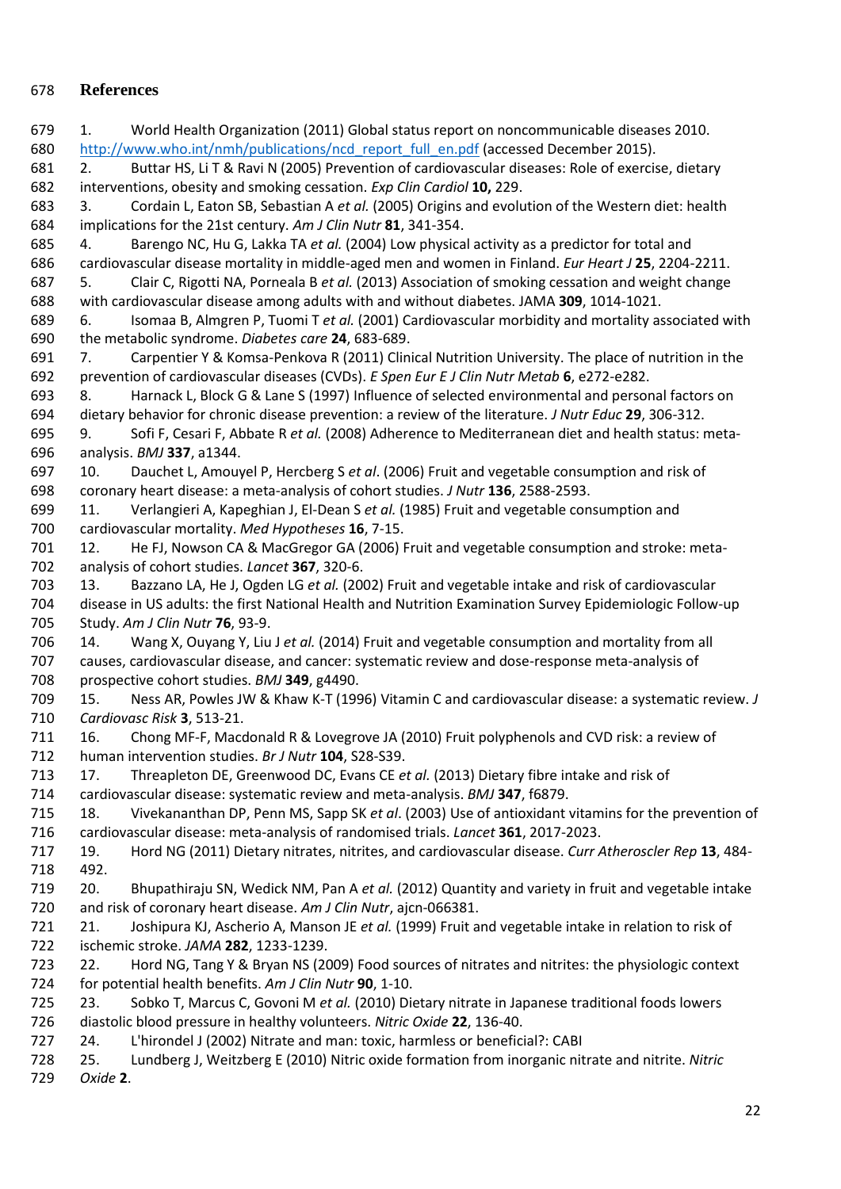## References

1. World Health Organization (2011) Global status report on noncommunicable diseases 2010. http://www.who.int/nmh/publications/ncd_report_full_en.pdf (accessed December 2015).
2. Buttar HS, Li T & Ravi N (2005) Prevention of cardiovascular diseases: Role of exercise, dietary interventions, obesity and smoking cessation. *Exp Clin Cardiol* **10,** 229.
3. Cordain L, Eaton SB, Sebastian A *et al.* (2005) Origins and evolution of the Western diet: health implications for the 21st century. *Am J Clin Nutr* **81**, 341-354.
4. Barengo NC, Hu G, Lakka TA *et al.* (2004) Low physical activity as a predictor for total and cardiovascular disease mortality in middle-aged men and women in Finland. *Eur Heart J* **25**, 2204-2211.
5. Clair C, Rigotti NA, Porneala B *et al.* (2013) Association of smoking cessation and weight change with cardiovascular disease among adults with and without diabetes. JAMA **309**, 1014-1021.
6. Isomaa B, Almgren P, Tuomi T *et al.* (2001) Cardiovascular morbidity and mortality associated with the metabolic syndrome. *Diabetes care* **24**, 683-689.
7. Carpentier Y & Komsa-Penkova R (2011) Clinical Nutrition University. The place of nutrition in the prevention of cardiovascular diseases (CVDs). *E Spen Eur E J Clin Nutr Metab* **6**, e272-e282.
8. Harnack L, Block G & Lane S (1997) Influence of selected environmental and personal factors on dietary behavior for chronic disease prevention: a review of the literature. *J Nutr Educ* **29**, 306-312.
9. Sofi F, Cesari F, Abbate R *et al.* (2008) Adherence to Mediterranean diet and health status: meta-analysis. *BMJ* **337**, a1344.
10. Dauchet L, Amouyel P, Hercberg S *et al*. (2006) Fruit and vegetable consumption and risk of coronary heart disease: a meta-analysis of cohort studies. *J Nutr* **136**, 2588-2593.
11. Verlangieri A, Kapeghian J, El-Dean S *et al.* (1985) Fruit and vegetable consumption and cardiovascular mortality. *Med Hypotheses* **16**, 7-15.
12. He FJ, Nowson CA & MacGregor GA (2006) Fruit and vegetable consumption and stroke: meta-analysis of cohort studies. *Lancet* **367**, 320-6.
13. Bazzano LA, He J, Ogden LG *et al.* (2002) Fruit and vegetable intake and risk of cardiovascular disease in US adults: the first National Health and Nutrition Examination Survey Epidemiologic Follow-up Study. *Am J Clin Nutr* **76**, 93-9.
14. Wang X, Ouyang Y, Liu J *et al.* (2014) Fruit and vegetable consumption and mortality from all causes, cardiovascular disease, and cancer: systematic review and dose-response meta-analysis of prospective cohort studies. *BMJ* **349**, g4490.
15. Ness AR, Powles JW & Khaw K-T (1996) Vitamin C and cardiovascular disease: a systematic review. *J Cardiovasc Risk* **3**, 513-21.
16. Chong MF-F, Macdonald R & Lovegrove JA (2010) Fruit polyphenols and CVD risk: a review of human intervention studies. *Br J Nutr* **104**, S28-S39.
17. Threapleton DE, Greenwood DC, Evans CE *et al.* (2013) Dietary fibre intake and risk of cardiovascular disease: systematic review and meta-analysis. *BMJ* **347**, f6879.
18. Vivekananthan DP, Penn MS, Sapp SK *et al*. (2003) Use of antioxidant vitamins for the prevention of cardiovascular disease: meta-analysis of randomised trials. *Lancet* **361**, 2017-2023.
19. Hord NG (2011) Dietary nitrates, nitrites, and cardiovascular disease. *Curr Atheroscler Rep* **13**, 484-492.
20. Bhupathiraju SN, Wedick NM, Pan A *et al.* (2012) Quantity and variety in fruit and vegetable intake and risk of coronary heart disease. *Am J Clin Nutr*, ajcn-066381.
21. Joshipura KJ, Ascherio A, Manson JE *et al.* (1999) Fruit and vegetable intake in relation to risk of ischemic stroke. *JAMA* **282**, 1233-1239.
22. Hord NG, Tang Y & Bryan NS (2009) Food sources of nitrates and nitrites: the physiologic context for potential health benefits. *Am J Clin Nutr* **90**, 1-10.
23. Sobko T, Marcus C, Govoni M *et al.* (2010) Dietary nitrate in Japanese traditional foods lowers diastolic blood pressure in healthy volunteers. *Nitric Oxide* **22**, 136-40.
24. L'hirondel J (2002) Nitrate and man: toxic, harmless or beneficial?: CABI
25. Lundberg J, Weitzberg E (2010) Nitric oxide formation from inorganic nitrate and nitrite. *Nitric Oxide* **2**.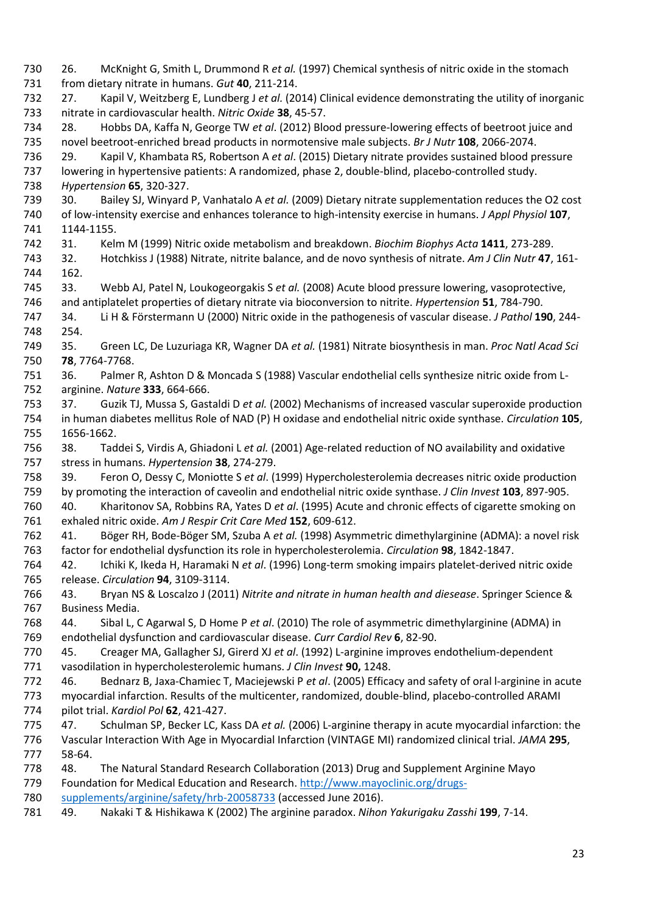26. McKnight G, Smith L, Drummond R *et al.* (1997) Chemical synthesis of nitric oxide in the stomach from dietary nitrate in humans. *Gut* **40**, 211-214.

27. Kapil V, Weitzberg E, Lundberg J *et al.* (2014) Clinical evidence demonstrating the utility of inorganic nitrate in cardiovascular health. *Nitric Oxide* **38**, 45-57.

28. Hobbs DA, Kaffa N, George TW *et al*. (2012) Blood pressure-lowering effects of beetroot juice and novel beetroot-enriched bread products in normotensive male subjects. *Br J Nutr* **108**, 2066-2074.

29. Kapil V, Khambata RS, Robertson A *et al*. (2015) Dietary nitrate provides sustained blood pressure lowering in hypertensive patients: A randomized, phase 2, double-blind, placebo-controlled study. *Hypertension* **65**, 320-327.

30. Bailey SJ, Winyard P, Vanhatalo A *et al.* (2009) Dietary nitrate supplementation reduces the O2 cost of low-intensity exercise and enhances tolerance to high-intensity exercise in humans. *J Appl Physiol* **107**, 1144-1155.

31. Kelm M (1999) Nitric oxide metabolism and breakdown. *Biochim Biophys Acta* **1411**, 273-289.

32. Hotchkiss J (1988) Nitrate, nitrite balance, and de novo synthesis of nitrate. *Am J Clin Nutr* **47**, 161-162.

33. Webb AJ, Patel N, Loukogeorgakis S *et al.* (2008) Acute blood pressure lowering, vasoprotective, and antiplatelet properties of dietary nitrate via bioconversion to nitrite. *Hypertension* **51**, 784-790.

34. Li H & Förstermann U (2000) Nitric oxide in the pathogenesis of vascular disease. *J Pathol* **190**, 244-254.

35. Green LC, De Luzuriaga KR, Wagner DA *et al.* (1981) Nitrate biosynthesis in man. *Proc Natl Acad Sci* **78**, 7764-7768.

36. Palmer R, Ashton D & Moncada S (1988) Vascular endothelial cells synthesize nitric oxide from L-arginine. *Nature* **333**, 664-666.

37. Guzik TJ, Mussa S, Gastaldi D *et al.* (2002) Mechanisms of increased vascular superoxide production in human diabetes mellitus Role of NAD (P) H oxidase and endothelial nitric oxide synthase. *Circulation* **105**, 1656-1662.

38. Taddei S, Virdis A, Ghiadoni L *et al.* (2001) Age-related reduction of NO availability and oxidative stress in humans. *Hypertension* **38**, 274-279.

39. Feron O, Dessy C, Moniotte S *et al*. (1999) Hypercholesterolemia decreases nitric oxide production by promoting the interaction of caveolin and endothelial nitric oxide synthase. *J Clin Invest* **103**, 897-905.

40. Kharitonov SA, Robbins RA, Yates D *et al*. (1995) Acute and chronic effects of cigarette smoking on exhaled nitric oxide. *Am J Respir Crit Care Med* **152**, 609-612.

41. Böger RH, Bode-Böger SM, Szuba A *et al.* (1998) Asymmetric dimethylarginine (ADMA): a novel risk factor for endothelial dysfunction its role in hypercholesterolemia. *Circulation* **98**, 1842-1847.

42. Ichiki K, Ikeda H, Haramaki N *et al*. (1996) Long-term smoking impairs platelet-derived nitric oxide release. *Circulation* **94**, 3109-3114.

43. Bryan NS & Loscalzo J (2011) *Nitrite and nitrate in human health and diesease*. Springer Science & Business Media.

44. Sibal L, C Agarwal S, D Home P *et al*. (2010) The role of asymmetric dimethylarginine (ADMA) in endothelial dysfunction and cardiovascular disease. *Curr Cardiol Rev* **6**, 82-90.

45. Creager MA, Gallagher SJ, Girerd XJ *et al*. (1992) L-arginine improves endothelium-dependent vasodilation in hypercholesterolemic humans. *J Clin Invest* **90,** 1248.

46. Bednarz B, Jaxa-Chamiec T, Maciejewski P *et al*. (2005) Efficacy and safety of oral l-arginine in acute myocardial infarction. Results of the multicenter, randomized, double-blind, placebo-controlled ARAMI pilot trial. *Kardiol Pol* **62**, 421-427.

47. Schulman SP, Becker LC, Kass DA *et al.* (2006) L-arginine therapy in acute myocardial infarction: the Vascular Interaction With Age in Myocardial Infarction (VINTAGE MI) randomized clinical trial. *JAMA* **295**, 58-64.

48. The Natural Standard Research Collaboration (2013) Drug and Supplement Arginine Mayo Foundation for Medical Education and Research. http://www.mayoclinic.org/drugs-supplements/arginine/safety/hrb-20058733 (accessed June 2016).

49. Nakaki T & Hishikawa K (2002) The arginine paradox. *Nihon Yakurigaku Zasshi* **199**, 7-14.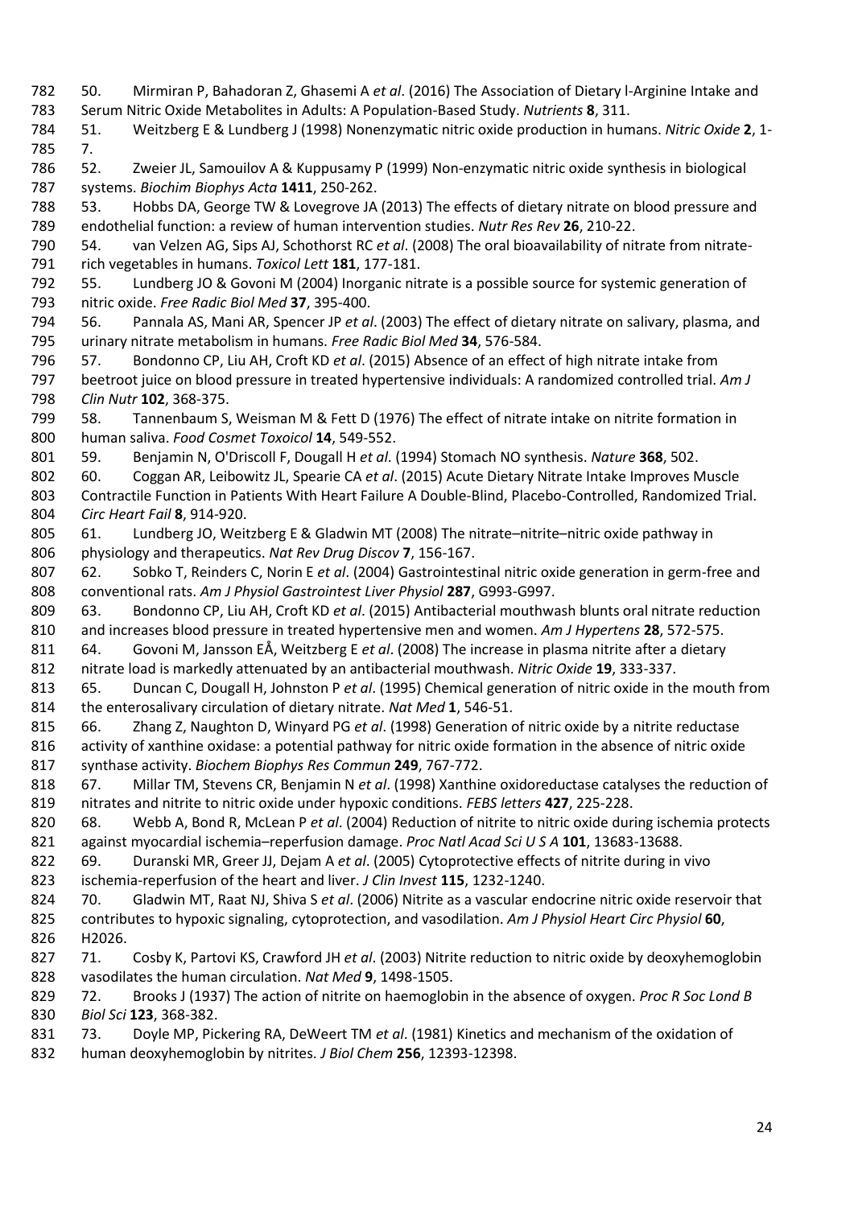50. Mirmiran P, Bahadoran Z, Ghasemi A *et al*. (2016) The Association of Dietary l-Arginine Intake and Serum Nitric Oxide Metabolites in Adults: A Population-Based Study. *Nutrients* **8**, 311.

51. Weitzberg E & Lundberg J (1998) Nonenzymatic nitric oxide production in humans. *Nitric Oxide* **2**, 1-7.

52. Zweier JL, Samouilov A & Kuppusamy P (1999) Non-enzymatic nitric oxide synthesis in biological systems. *Biochim Biophys Acta* **1411**, 250-262.

53. Hobbs DA, George TW & Lovegrove JA (2013) The effects of dietary nitrate on blood pressure and endothelial function: a review of human intervention studies. *Nutr Res Rev* **26**, 210-22.

54. van Velzen AG, Sips AJ, Schothorst RC *et al*. (2008) The oral bioavailability of nitrate from nitrate-rich vegetables in humans. *Toxicol Lett* **181**, 177-181.

55. Lundberg JO & Govoni M (2004) Inorganic nitrate is a possible source for systemic generation of nitric oxide. *Free Radic Biol Med* **37**, 395-400.

56. Pannala AS, Mani AR, Spencer JP *et al*. (2003) The effect of dietary nitrate on salivary, plasma, and urinary nitrate metabolism in humans. *Free Radic Biol Med* **34**, 576-584.

57. Bondonno CP, Liu AH, Croft KD *et al*. (2015) Absence of an effect of high nitrate intake from beetroot juice on blood pressure in treated hypertensive individuals: A randomized controlled trial. *Am J Clin Nutr* **102**, 368-375.

58. Tannenbaum S, Weisman M & Fett D (1976) The effect of nitrate intake on nitrite formation in human saliva. *Food Cosmet Toxoicol* **14**, 549-552.

59. Benjamin N, O'Driscoll F, Dougall H *et al*. (1994) Stomach NO synthesis. *Nature* **368**, 502.

60. Coggan AR, Leibowitz JL, Spearie CA *et al*. (2015) Acute Dietary Nitrate Intake Improves Muscle Contractile Function in Patients With Heart Failure A Double-Blind, Placebo-Controlled, Randomized Trial. *Circ Heart Fail* **8**, 914-920.

61. Lundberg JO, Weitzberg E & Gladwin MT (2008) The nitrate–nitrite–nitric oxide pathway in physiology and therapeutics. *Nat Rev Drug Discov* **7**, 156-167.

62. Sobko T, Reinders C, Norin E *et al*. (2004) Gastrointestinal nitric oxide generation in germ-free and conventional rats. *Am J Physiol Gastrointest Liver Physiol* **287**, G993-G997.

63. Bondonno CP, Liu AH, Croft KD *et al*. (2015) Antibacterial mouthwash blunts oral nitrate reduction and increases blood pressure in treated hypertensive men and women. *Am J Hypertens* **28**, 572-575.

64. Govoni M, Jansson EÅ, Weitzberg E *et al*. (2008) The increase in plasma nitrite after a dietary nitrate load is markedly attenuated by an antibacterial mouthwash. *Nitric Oxide* **19**, 333-337.

65. Duncan C, Dougall H, Johnston P *et al*. (1995) Chemical generation of nitric oxide in the mouth from the enterosalivary circulation of dietary nitrate. *Nat Med* **1**, 546-51.

66. Zhang Z, Naughton D, Winyard PG *et al*. (1998) Generation of nitric oxide by a nitrite reductase activity of xanthine oxidase: a potential pathway for nitric oxide formation in the absence of nitric oxide synthase activity. *Biochem Biophys Res Commun* **249**, 767-772.

67. Millar TM, Stevens CR, Benjamin N *et al*. (1998) Xanthine oxidoreductase catalyses the reduction of nitrates and nitrite to nitric oxide under hypoxic conditions. *FEBS letters* **427**, 225-228.

68. Webb A, Bond R, McLean P *et al*. (2004) Reduction of nitrite to nitric oxide during ischemia protects against myocardial ischemia–reperfusion damage. *Proc Natl Acad Sci U S A* **101**, 13683-13688.

69. Duranski MR, Greer JJ, Dejam A *et al*. (2005) Cytoprotective effects of nitrite during in vivo ischemia-reperfusion of the heart and liver. *J Clin Invest* **115**, 1232-1240.

70. Gladwin MT, Raat NJ, Shiva S *et al*. (2006) Nitrite as a vascular endocrine nitric oxide reservoir that contributes to hypoxic signaling, cytoprotection, and vasodilation. *Am J Physiol Heart Circ Physiol* **60**, H2026.

71. Cosby K, Partovi KS, Crawford JH *et al*. (2003) Nitrite reduction to nitric oxide by deoxyhemoglobin vasodilates the human circulation. *Nat Med* **9**, 1498-1505.

72. Brooks J (1937) The action of nitrite on haemoglobin in the absence of oxygen. *Proc R Soc Lond B Biol Sci* **123**, 368-382.

73. Doyle MP, Pickering RA, DeWeert TM *et al*. (1981) Kinetics and mechanism of the oxidation of human deoxyhemoglobin by nitrites. *J Biol Chem* **256**, 12393-12398.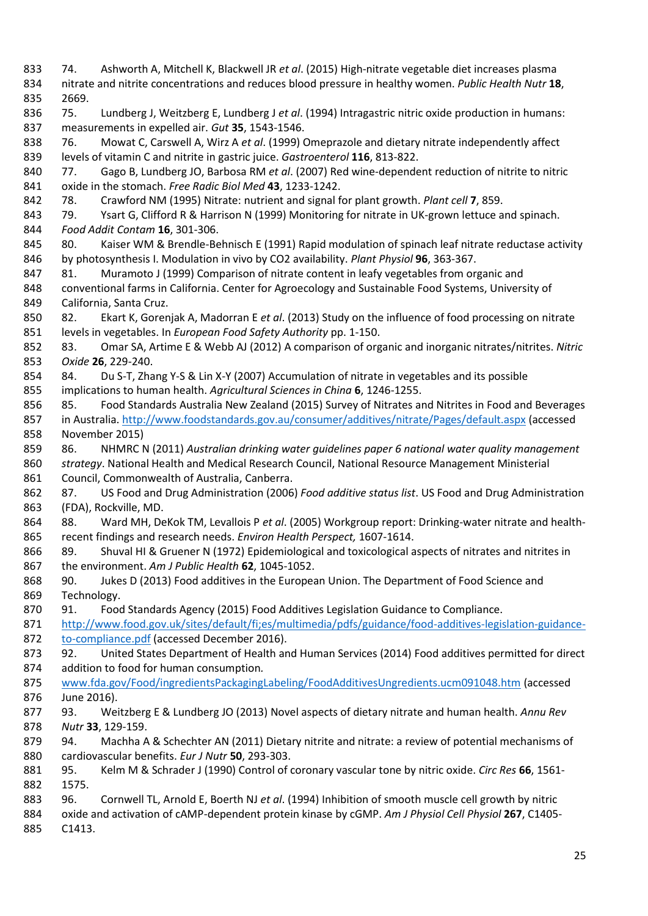74. Ashworth A, Mitchell K, Blackwell JR *et al*. (2015) High-nitrate vegetable diet increases plasma nitrate and nitrite concentrations and reduces blood pressure in healthy women. *Public Health Nutr* **18**, 2669.

75. Lundberg J, Weitzberg E, Lundberg J *et al*. (1994) Intragastric nitric oxide production in humans: measurements in expelled air. *Gut* **35**, 1543-1546.

76. Mowat C, Carswell A, Wirz A *et al*. (1999) Omeprazole and dietary nitrate independently affect levels of vitamin C and nitrite in gastric juice. *Gastroenterol* **116**, 813-822.

77. Gago B, Lundberg JO, Barbosa RM *et al*. (2007) Red wine-dependent reduction of nitrite to nitric oxide in the stomach. *Free Radic Biol Med* **43**, 1233-1242.

78. Crawford NM (1995) Nitrate: nutrient and signal for plant growth. *Plant cell* **7**, 859.

79. Ysart G, Clifford R & Harrison N (1999) Monitoring for nitrate in UK-grown lettuce and spinach. *Food Addit Contam* **16**, 301-306.

80. Kaiser WM & Brendle-Behnisch E (1991) Rapid modulation of spinach leaf nitrate reductase activity by photosynthesis I. Modulation in vivo by CO2 availability. *Plant Physiol* **96**, 363-367.

81. Muramoto J (1999) Comparison of nitrate content in leafy vegetables from organic and conventional farms in California. Center for Agroecology and Sustainable Food Systems, University of California, Santa Cruz.

82. Ekart K, Gorenjak A, Madorran E *et al*. (2013) Study on the influence of food processing on nitrate levels in vegetables. In *European Food Safety Authority* pp. 1-150.

83. Omar SA, Artime E & Webb AJ (2012) A comparison of organic and inorganic nitrates/nitrites. *Nitric Oxide* **26**, 229-240.

84. Du S-T, Zhang Y-S & Lin X-Y (2007) Accumulation of nitrate in vegetables and its possible implications to human health. *Agricultural Sciences in China* **6**, 1246-1255.

85. Food Standards Australia New Zealand (2015) Survey of Nitrates and Nitrites in Food and Beverages in Australia. http://www.foodstandards.gov.au/consumer/additives/nitrate/Pages/default.aspx (accessed November 2015)

86. NHMRC N (2011) *Australian drinking water guidelines paper 6 national water quality management strategy*. National Health and Medical Research Council, National Resource Management Ministerial Council, Commonwealth of Australia, Canberra.

87. US Food and Drug Administration (2006) *Food additive status list*. US Food and Drug Administration (FDA), Rockville, MD.

88. Ward MH, DeKok TM, Levallois P *et al*. (2005) Workgroup report: Drinking-water nitrate and health-recent findings and research needs. *Environ Health Perspect,* 1607-1614.

89. Shuval HI & Gruener N (1972) Epidemiological and toxicological aspects of nitrates and nitrites in the environment. *Am J Public Health* **62**, 1045-1052.

90. Jukes D (2013) Food additives in the European Union. The Department of Food Science and Technology.

91. Food Standards Agency (2015) Food Additives Legislation Guidance to Compliance. http://www.food.gov.uk/sites/default/fi;es/multimedia/pdfs/guidance/food-additives-legislation-guidance-to-compliance.pdf (accessed December 2016).

92. United States Department of Health and Human Services (2014) Food additives permitted for direct addition to food for human consumption. www.fda.gov/Food/ingredientsPackagingLabeling/FoodAdditivesUngredients.ucm091048.htm (accessed June 2016).

93. Weitzberg E & Lundberg JO (2013) Novel aspects of dietary nitrate and human health. *Annu Rev Nutr* **33**, 129-159.

94. Machha A & Schechter AN (2011) Dietary nitrite and nitrate: a review of potential mechanisms of cardiovascular benefits. *Eur J Nutr* **50**, 293-303.

95. Kelm M & Schrader J (1990) Control of coronary vascular tone by nitric oxide. *Circ Res* **66**, 1561-1575.

96. Cornwell TL, Arnold E, Boerth NJ *et al*. (1994) Inhibition of smooth muscle cell growth by nitric oxide and activation of cAMP-dependent protein kinase by cGMP. *Am J Physiol Cell Physiol* **267**, C1405-C1413.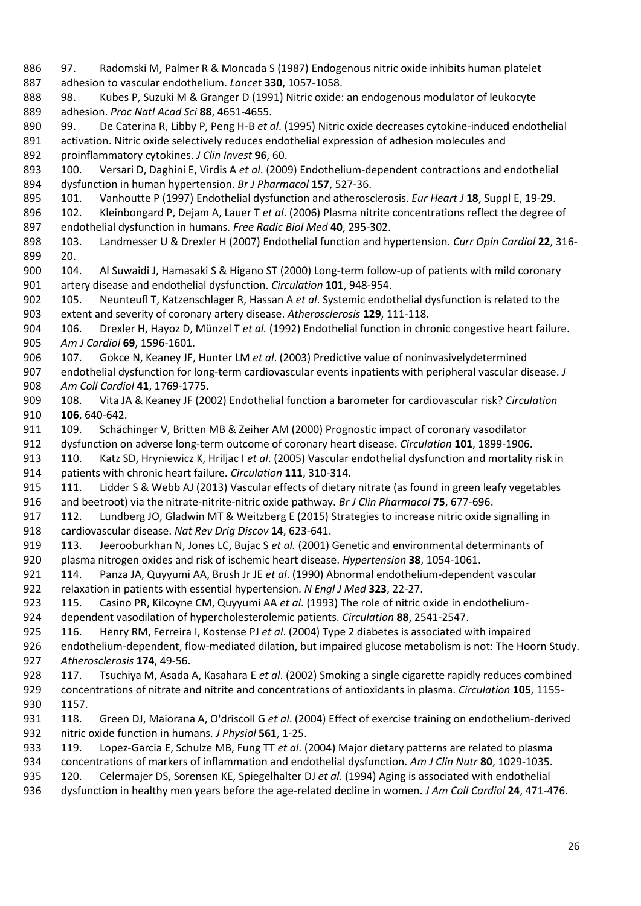97. Radomski M, Palmer R & Moncada S (1987) Endogenous nitric oxide inhibits human platelet adhesion to vascular endothelium. *Lancet* **330**, 1057-1058.

98. Kubes P, Suzuki M & Granger D (1991) Nitric oxide: an endogenous modulator of leukocyte adhesion. *Proc Natl Acad Sci* **88**, 4651-4655.

99. De Caterina R, Libby P, Peng H-B *et al*. (1995) Nitric oxide decreases cytokine-induced endothelial activation. Nitric oxide selectively reduces endothelial expression of adhesion molecules and proinflammatory cytokines. *J Clin Invest* **96**, 60.

100. Versari D, Daghini E, Virdis A *et al*. (2009) Endothelium-dependent contractions and endothelial dysfunction in human hypertension. *Br J Pharmacol* **157**, 527-36.

101. Vanhoutte P (1997) Endothelial dysfunction and atherosclerosis. *Eur Heart J* **18**, Suppl E, 19-29.

102. Kleinbongard P, Dejam A, Lauer T *et al*. (2006) Plasma nitrite concentrations reflect the degree of endothelial dysfunction in humans. *Free Radic Biol Med* **40**, 295-302.

103. Landmesser U & Drexler H (2007) Endothelial function and hypertension. *Curr Opin Cardiol* **22**, 316-20.

104. Al Suwaidi J, Hamasaki S & Higano ST (2000) Long-term follow-up of patients with mild coronary artery disease and endothelial dysfunction. *Circulation* **101**, 948-954.

105. Neunteufl T, Katzenschlager R, Hassan A *et al*. Systemic endothelial dysfunction is related to the extent and severity of coronary artery disease. *Atherosclerosis* **129**, 111-118.

106. Drexler H, Hayoz D, Münzel T *et al.* (1992) Endothelial function in chronic congestive heart failure. *Am J Cardiol* **69**, 1596-1601.

107. Gokce N, Keaney JF, Hunter LM *et al*. (2003) Predictive value of noninvasivelydetermined endothelial dysfunction for long-term cardiovascular events inpatients with peripheral vascular disease. *J Am Coll Cardiol* **41**, 1769-1775.

108. Vita JA & Keaney JF (2002) Endothelial function a barometer for cardiovascular risk? *Circulation* **106**, 640-642.

109. Schächinger V, Britten MB & Zeiher AM (2000) Prognostic impact of coronary vasodilator dysfunction on adverse long-term outcome of coronary heart disease. *Circulation* **101**, 1899-1906.

110. Katz SD, Hryniewicz K, Hriljac I *et al*. (2005) Vascular endothelial dysfunction and mortality risk in patients with chronic heart failure. *Circulation* **111**, 310-314.

111. Lidder S & Webb AJ (2013) Vascular effects of dietary nitrate (as found in green leafy vegetables and beetroot) via the nitrate-nitrite-nitric oxide pathway. *Br J Clin Pharmacol* **75**, 677-696.

112. Lundberg JO, Gladwin MT & Weitzberg E (2015) Strategies to increase nitric oxide signalling in cardiovascular disease. *Nat Rev Drig Discov* **14**, 623-641.

113. Jeerooburkhan N, Jones LC, Bujac S *et al.* (2001) Genetic and environmental determinants of plasma nitrogen oxides and risk of ischemic heart disease. *Hypertension* **38**, 1054-1061.

114. Panza JA, Quyyumi AA, Brush Jr JE *et al*. (1990) Abnormal endothelium-dependent vascular relaxation in patients with essential hypertension. *N Engl J Med* **323**, 22-27.

115. Casino PR, Kilcoyne CM, Quyyumi AA *et al*. (1993) The role of nitric oxide in endothelium-dependent vasodilation of hypercholesterolemic patients. *Circulation* **88**, 2541-2547.

116. Henry RM, Ferreira I, Kostense PJ *et al*. (2004) Type 2 diabetes is associated with impaired endothelium-dependent, flow-mediated dilation, but impaired glucose metabolism is not: The Hoorn Study. *Atherosclerosis* **174**, 49-56.

117. Tsuchiya M, Asada A, Kasahara E *et al*. (2002) Smoking a single cigarette rapidly reduces combined concentrations of nitrate and nitrite and concentrations of antioxidants in plasma. *Circulation* **105**, 1155-1157.

118. Green DJ, Maiorana A, O'driscoll G *et al*. (2004) Effect of exercise training on endothelium-derived nitric oxide function in humans. *J Physiol* **561**, 1-25.

119. Lopez-Garcia E, Schulze MB, Fung TT *et al*. (2004) Major dietary patterns are related to plasma concentrations of markers of inflammation and endothelial dysfunction. *Am J Clin Nutr* **80**, 1029-1035.

120. Celermajer DS, Sorensen KE, Spiegelhalter DJ *et al*. (1994) Aging is associated with endothelial dysfunction in healthy men years before the age-related decline in women. *J Am Coll Cardiol* **24**, 471-476.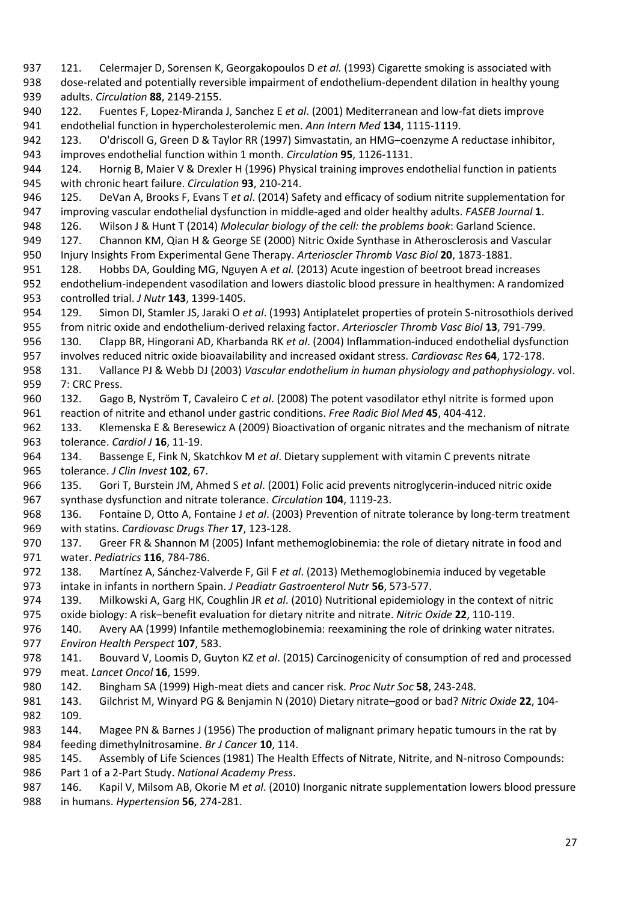121. Celermajer D, Sorensen K, Georgakopoulos D *et al.* (1993) Cigarette smoking is associated with dose-related and potentially reversible impairment of endothelium-dependent dilation in healthy young adults. *Circulation* **88**, 2149-2155.

122. Fuentes F, Lopez-Miranda J, Sanchez E *et al*. (2001) Mediterranean and low-fat diets improve endothelial function in hypercholesterolemic men. *Ann Intern Med* **134**, 1115-1119.

123. O'driscoll G, Green D & Taylor RR (1997) Simvastatin, an HMG–coenzyme A reductase inhibitor, improves endothelial function within 1 month. *Circulation* **95**, 1126-1131.

124. Hornig B, Maier V & Drexler H (1996) Physical training improves endothelial function in patients with chronic heart failure. *Circulation* **93**, 210-214.

125. DeVan A, Brooks F, Evans T *et al*. (2014) Safety and efficacy of sodium nitrite supplementation for improving vascular endothelial dysfunction in middle-aged and older healthy adults. *FASEB Journal* **1**.

126. Wilson J & Hunt T (2014) *Molecular biology of the cell: the problems book*: Garland Science.

127. Channon KM, Qian H & George SE (2000) Nitric Oxide Synthase in Atherosclerosis and Vascular Injury Insights From Experimental Gene Therapy. *Arterioscler Thromb Vasc Biol* **20**, 1873-1881.

128. Hobbs DA, Goulding MG, Nguyen A *et al.* (2013) Acute ingestion of beetroot bread increases endothelium-independent vasodilation and lowers diastolic blood pressure in healthymen: A randomized controlled trial. *J Nutr* **143**, 1399-1405.

129. Simon DI, Stamler JS, Jaraki O *et al*. (1993) Antiplatelet properties of protein S-nitrosothiols derived from nitric oxide and endothelium-derived relaxing factor. *Arterioscler Thromb Vasc Biol* **13**, 791-799.

130. Clapp BR, Hingorani AD, Kharbanda RK *et al*. (2004) Inflammation-induced endothelial dysfunction involves reduced nitric oxide bioavailability and increased oxidant stress. *Cardiovasc Res* **64**, 172-178.

131. Vallance PJ & Webb DJ (2003) *Vascular endothelium in human physiology and pathophysiology*. vol. 7: CRC Press.

132. Gago B, Nyström T, Cavaleiro C *et al*. (2008) The potent vasodilator ethyl nitrite is formed upon reaction of nitrite and ethanol under gastric conditions. *Free Radic Biol Med* **45**, 404-412.

133. Klemenska E & Beresewicz A (2009) Bioactivation of organic nitrates and the mechanism of nitrate tolerance. *Cardiol J* **16**, 11-19.

134. Bassenge E, Fink N, Skatchkov M *et al*. Dietary supplement with vitamin C prevents nitrate tolerance. *J Clin Invest* **102**, 67.

135. Gori T, Burstein JM, Ahmed S *et al*. (2001) Folic acid prevents nitroglycerin-induced nitric oxide synthase dysfunction and nitrate tolerance. *Circulation* **104**, 1119-23.

136. Fontaine D, Otto A, Fontaine J *et al*. (2003) Prevention of nitrate tolerance by long-term treatment with statins. *Cardiovasc Drugs Ther* **17**, 123-128.

137. Greer FR & Shannon M (2005) Infant methemoglobinemia: the role of dietary nitrate in food and water. *Pediatrics* **116**, 784-786.

138. Martínez A, Sánchez-Valverde F, Gil F *et al*. (2013) Methemoglobinemia induced by vegetable intake in infants in northern Spain. *J Peadiatr Gastroenterol Nutr* **56**, 573-577.

139. Milkowski A, Garg HK, Coughlin JR *et al*. (2010) Nutritional epidemiology in the context of nitric oxide biology: A risk–benefit evaluation for dietary nitrite and nitrate. *Nitric Oxide* **22**, 110-119.

140. Avery AA (1999) Infantile methemoglobinemia: reexamining the role of drinking water nitrates. *Environ Health Perspect* **107**, 583.

141. Bouvard V, Loomis D, Guyton KZ *et al*. (2015) Carcinogenicity of consumption of red and processed meat. *Lancet Oncol* **16**, 1599.

142. Bingham SA (1999) High-meat diets and cancer risk. *Proc Nutr Soc* **58**, 243-248.

143. Gilchrist M, Winyard PG & Benjamin N (2010) Dietary nitrate–good or bad? *Nitric Oxide* **22**, 104-109.

144. Magee PN & Barnes J (1956) The production of malignant primary hepatic tumours in the rat by feeding dimethylnitrosamine. *Br J Cancer* **10**, 114.

145. Assembly of Life Sciences (1981) The Health Effects of Nitrate, Nitrite, and N-nitroso Compounds: Part 1 of a 2-Part Study. *National Academy Press*.

146. Kapil V, Milsom AB, Okorie M *et al*. (2010) Inorganic nitrate supplementation lowers blood pressure in humans. *Hypertension* **56**, 274-281.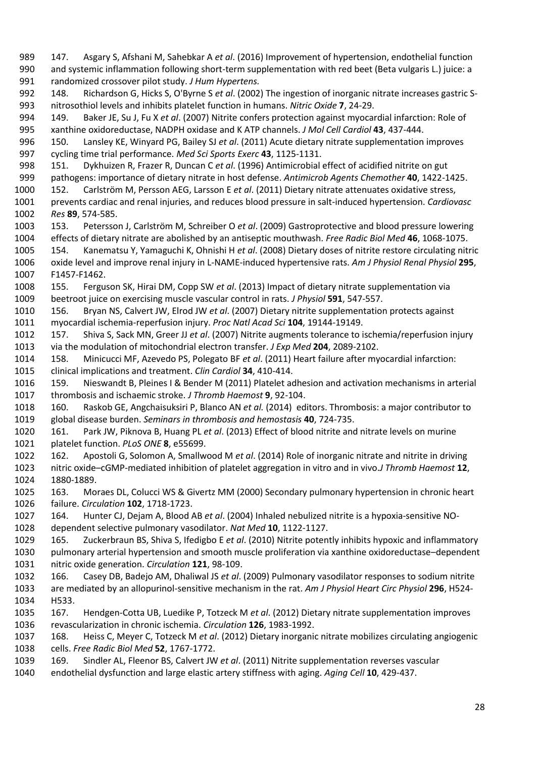147. Asgary S, Afshani M, Sahebkar A *et al*. (2016) Improvement of hypertension, endothelial function and systemic inflammation following short-term supplementation with red beet (Beta vulgaris L.) juice: a randomized crossover pilot study. *J Hum Hypertens.*

148. Richardson G, Hicks S, O'Byrne S *et al*. (2002) The ingestion of inorganic nitrate increases gastric S-nitrosothiol levels and inhibits platelet function in humans. *Nitric Oxide* **7**, 24-29.

149. Baker JE, Su J, Fu X *et al*. (2007) Nitrite confers protection against myocardial infarction: Role of xanthine oxidoreductase, NADPH oxidase and K ATP channels. *J Mol Cell Cardiol* **43**, 437-444.

150. Lansley KE, Winyard PG, Bailey SJ *et al*. (2011) Acute dietary nitrate supplementation improves cycling time trial performance. *Med Sci Sports Exerc* **43**, 1125-1131.

151. Dykhuizen R, Frazer R, Duncan C *et al*. (1996) Antimicrobial effect of acidified nitrite on gut pathogens: importance of dietary nitrate in host defense. *Antimicrob Agents Chemother* **40**, 1422-1425.

152. Carlström M, Persson AEG, Larsson E *et al*. (2011) Dietary nitrate attenuates oxidative stress, prevents cardiac and renal injuries, and reduces blood pressure in salt-induced hypertension. *Cardiovasc Res* **89**, 574-585.

153. Petersson J, Carlström M, Schreiber O *et al*. (2009) Gastroprotective and blood pressure lowering effects of dietary nitrate are abolished by an antiseptic mouthwash. *Free Radic Biol Med* **46**, 1068-1075.

154. Kanematsu Y, Yamaguchi K, Ohnishi H *et al*. (2008) Dietary doses of nitrite restore circulating nitric oxide level and improve renal injury in L-NAME-induced hypertensive rats. *Am J Physiol Renal Physiol* **295**, F1457-F1462.

155. Ferguson SK, Hirai DM, Copp SW *et al*. (2013) Impact of dietary nitrate supplementation via beetroot juice on exercising muscle vascular control in rats. *J Physiol* **591**, 547-557.

156. Bryan NS, Calvert JW, Elrod JW *et al*. (2007) Dietary nitrite supplementation protects against myocardial ischemia-reperfusion injury. *Proc Natl Acad Sci* **104**, 19144-19149.

157. Shiva S, Sack MN, Greer JJ *et al*. (2007) Nitrite augments tolerance to ischemia/reperfusion injury via the modulation of mitochondrial electron transfer. *J Exp Med* **204**, 2089-2102.

158. Minicucci MF, Azevedo PS, Polegato BF *et al*. (2011) Heart failure after myocardial infarction: clinical implications and treatment. *Clin Cardiol* **34**, 410-414.

159. Nieswandt B, Pleines I & Bender M (2011) Platelet adhesion and activation mechanisms in arterial thrombosis and ischaemic stroke. *J Thromb Haemost* **9**, 92-104.

160. Raskob GE, Angchaisuksiri P, Blanco AN *et al.* (2014) editors. Thrombosis: a major contributor to global disease burden. *Seminars in thrombosis and hemostasis* **40**, 724-735.

161. Park JW, Piknova B, Huang PL *et al*. (2013) Effect of blood nitrite and nitrate levels on murine platelet function. *PLoS ONE* **8**, e55699.

162. Apostoli G, Solomon A, Smallwood M *et al*. (2014) Role of inorganic nitrate and nitrite in driving nitric oxide–cGMP-mediated inhibition of platelet aggregation in vitro and in vivo.*J Thromb Haemost* **12**, 1880-1889.

163. Moraes DL, Colucci WS & Givertz MM (2000) Secondary pulmonary hypertension in chronic heart failure. *Circulation* **102**, 1718-1723.

164. Hunter CJ, Dejam A, Blood AB *et al*. (2004) Inhaled nebulized nitrite is a hypoxia-sensitive NO-dependent selective pulmonary vasodilator. *Nat Med* **10**, 1122-1127.

165. Zuckerbraun BS, Shiva S, Ifedigbo E *et al*. (2010) Nitrite potently inhibits hypoxic and inflammatory pulmonary arterial hypertension and smooth muscle proliferation via xanthine oxidoreductase–dependent nitric oxide generation. *Circulation* **121**, 98-109.

166. Casey DB, Badejo AM, Dhaliwal JS *et al*. (2009) Pulmonary vasodilator responses to sodium nitrite are mediated by an allopurinol-sensitive mechanism in the rat. *Am J Physiol Heart Circ Physiol* **296**, H524-H533.

167. Hendgen-Cotta UB, Luedike P, Totzeck M *et al*. (2012) Dietary nitrate supplementation improves revascularization in chronic ischemia. *Circulation* **126**, 1983-1992.

168. Heiss C, Meyer C, Totzeck M *et al*. (2012) Dietary inorganic nitrate mobilizes circulating angiogenic cells. *Free Radic Biol Med* **52**, 1767-1772.

169. Sindler AL, Fleenor BS, Calvert JW *et al*. (2011) Nitrite supplementation reverses vascular endothelial dysfunction and large elastic artery stiffness with aging. *Aging Cell* **10**, 429-437.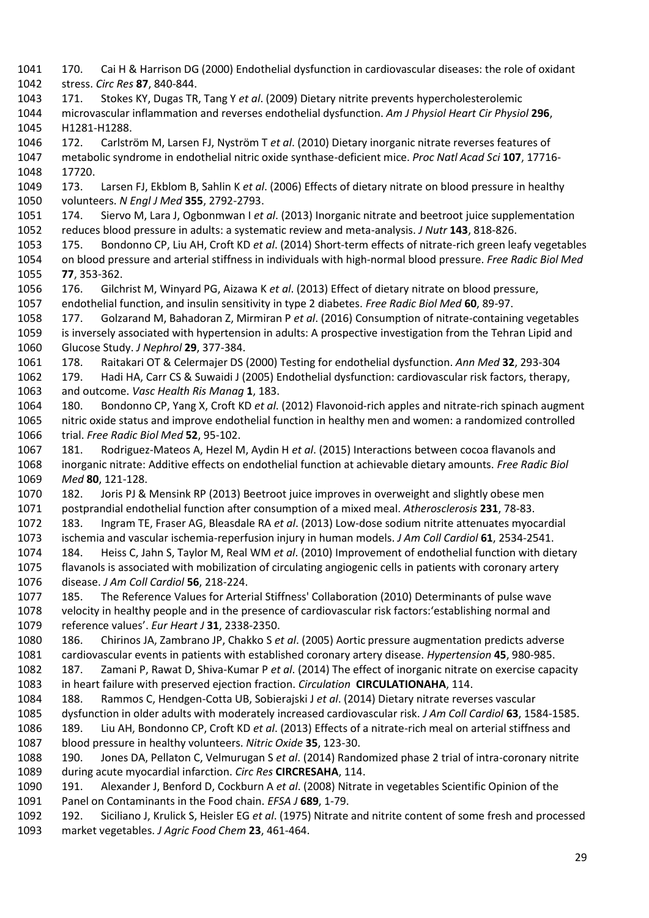170. Cai H & Harrison DG (2000) Endothelial dysfunction in cardiovascular diseases: the role of oxidant stress. *Circ Res* **87**, 840-844.

171. Stokes KY, Dugas TR, Tang Y *et al*. (2009) Dietary nitrite prevents hypercholesterolemic microvascular inflammation and reverses endothelial dysfunction. *Am J Physiol Heart Cir Physiol* **296**, H1281-H1288.

172. Carlström M, Larsen FJ, Nyström T *et al*. (2010) Dietary inorganic nitrate reverses features of metabolic syndrome in endothelial nitric oxide synthase-deficient mice. *Proc Natl Acad Sci* **107**, 17716-17720.

173. Larsen FJ, Ekblom B, Sahlin K *et al*. (2006) Effects of dietary nitrate on blood pressure in healthy volunteers. *N Engl J Med* **355**, 2792-2793.

174. Siervo M, Lara J, Ogbonmwan I *et al*. (2013) Inorganic nitrate and beetroot juice supplementation reduces blood pressure in adults: a systematic review and meta-analysis. *J Nutr* **143**, 818-826.

175. Bondonno CP, Liu AH, Croft KD *et al*. (2014) Short-term effects of nitrate-rich green leafy vegetables on blood pressure and arterial stiffness in individuals with high-normal blood pressure. *Free Radic Biol Med* **77**, 353-362.

176. Gilchrist M, Winyard PG, Aizawa K *et al*. (2013) Effect of dietary nitrate on blood pressure, endothelial function, and insulin sensitivity in type 2 diabetes. *Free Radic Biol Med* **60**, 89-97.

177. Golzarand M, Bahadoran Z, Mirmiran P *et al*. (2016) Consumption of nitrate-containing vegetables is inversely associated with hypertension in adults: A prospective investigation from the Tehran Lipid and Glucose Study. *J Nephrol* **29**, 377-384.

178. Raitakari OT & Celermajer DS (2000) Testing for endothelial dysfunction. *Ann Med* **32**, 293-304

179. Hadi HA, Carr CS & Suwaidi J (2005) Endothelial dysfunction: cardiovascular risk factors, therapy, and outcome. *Vasc Health Ris Manag* **1**, 183.

180. Bondonno CP, Yang X, Croft KD *et al*. (2012) Flavonoid-rich apples and nitrate-rich spinach augment nitric oxide status and improve endothelial function in healthy men and women: a randomized controlled trial. *Free Radic Biol Med* **52**, 95-102.

181. Rodriguez-Mateos A, Hezel M, Aydin H *et al*. (2015) Interactions between cocoa flavanols and inorganic nitrate: Additive effects on endothelial function at achievable dietary amounts. *Free Radic Biol Med* **80**, 121-128.

182. Joris PJ & Mensink RP (2013) Beetroot juice improves in overweight and slightly obese men postprandial endothelial function after consumption of a mixed meal. *Atherosclerosis* **231**, 78-83.

183. Ingram TE, Fraser AG, Bleasdale RA *et al*. (2013) Low-dose sodium nitrite attenuates myocardial ischemia and vascular ischemia-reperfusion injury in human models. *J Am Coll Cardiol* **61**, 2534-2541.

184. Heiss C, Jahn S, Taylor M, Real WM *et al*. (2010) Improvement of endothelial function with dietary flavanols is associated with mobilization of circulating angiogenic cells in patients with coronary artery disease. *J Am Coll Cardiol* **56**, 218-224.

185. The Reference Values for Arterial Stiffness' Collaboration (2010) Determinants of pulse wave velocity in healthy people and in the presence of cardiovascular risk factors:'establishing normal and reference values'. *Eur Heart J* **31**, 2338-2350.

186. Chirinos JA, Zambrano JP, Chakko S *et al*. (2005) Aortic pressure augmentation predicts adverse cardiovascular events in patients with established coronary artery disease. *Hypertension* **45**, 980-985.

187. Zamani P, Rawat D, Shiva-Kumar P *et al*. (2014) The effect of inorganic nitrate on exercise capacity in heart failure with preserved ejection fraction. *Circulation* **CIRCULATIONAHA**, 114.

188. Rammos C, Hendgen-Cotta UB, Sobierajski J *et al*. (2014) Dietary nitrate reverses vascular dysfunction in older adults with moderately increased cardiovascular risk. *J Am Coll Cardiol* **63**, 1584-1585.

189. Liu AH, Bondonno CP, Croft KD *et al*. (2013) Effects of a nitrate-rich meal on arterial stiffness and blood pressure in healthy volunteers. *Nitric Oxide* **35**, 123-30.

190. Jones DA, Pellaton C, Velmurugan S *et al*. (2014) Randomized phase 2 trial of intra-coronary nitrite during acute myocardial infarction. *Circ Res* **CIRCRESAHA**, 114.

191. Alexander J, Benford D, Cockburn A *et al*. (2008) Nitrate in vegetables Scientific Opinion of the Panel on Contaminants in the Food chain. *EFSA J* **689**, 1-79.

192. Siciliano J, Krulick S, Heisler EG *et al*. (1975) Nitrate and nitrite content of some fresh and processed market vegetables. *J Agric Food Chem* **23**, 461-464.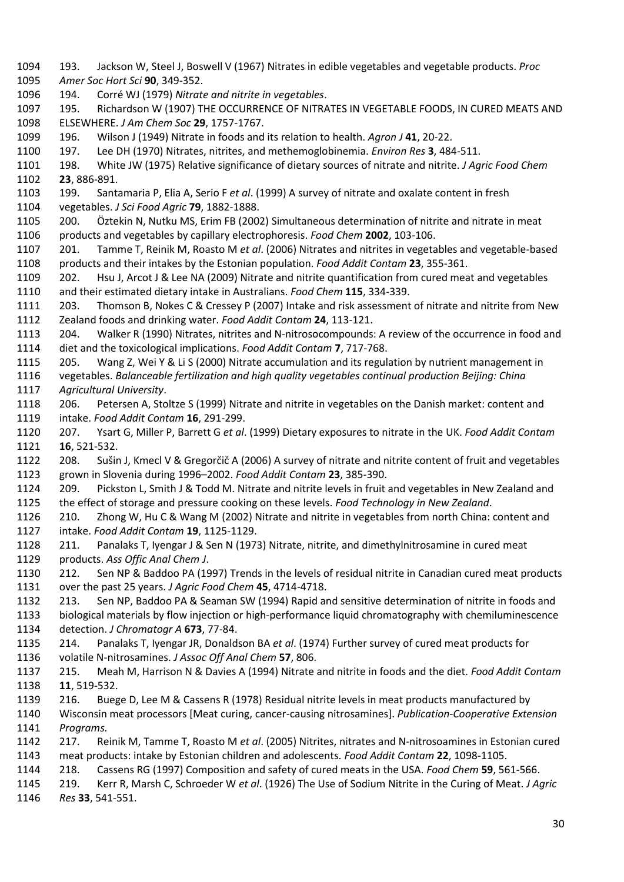193. Jackson W, Steel J, Boswell V (1967) Nitrates in edible vegetables and vegetable products. *Proc Amer Soc Hort Sci* **90**, 349-352.

194. Corré WJ (1979) *Nitrate and nitrite in vegetables*.

195. Richardson W (1907) THE OCCURRENCE OF NITRATES IN VEGETABLE FOODS, IN CURED MEATS AND ELSEWHERE. *J Am Chem Soc* **29**, 1757-1767.

196. Wilson J (1949) Nitrate in foods and its relation to health. *Agron J* **41**, 20-22.

197. Lee DH (1970) Nitrates, nitrites, and methemoglobinemia. *Environ Res* **3**, 484-511.

198. White JW (1975) Relative significance of dietary sources of nitrate and nitrite. *J Agric Food Chem* **23**, 886-891.

199. Santamaria P, Elia A, Serio F *et al*. (1999) A survey of nitrate and oxalate content in fresh vegetables. *J Sci Food Agric* **79**, 1882-1888.

200. Öztekin N, Nutku MS, Erim FB (2002) Simultaneous determination of nitrite and nitrate in meat products and vegetables by capillary electrophoresis. *Food Chem* **2002**, 103-106.

201. Tamme T, Reinik M, Roasto M *et al*. (2006) Nitrates and nitrites in vegetables and vegetable-based products and their intakes by the Estonian population. *Food Addit Contam* **23**, 355-361.

202. Hsu J, Arcot J & Lee NA (2009) Nitrate and nitrite quantification from cured meat and vegetables and their estimated dietary intake in Australians. *Food Chem* **115**, 334-339.

203. Thomson B, Nokes C & Cressey P (2007) Intake and risk assessment of nitrate and nitrite from New Zealand foods and drinking water. *Food Addit Contam* **24**, 113-121.

204. Walker R (1990) Nitrates, nitrites and N-nitrosocompounds: A review of the occurrence in food and diet and the toxicological implications. *Food Addit Contam* **7**, 717-768.

205. Wang Z, Wei Y & Li S (2000) Nitrate accumulation and its regulation by nutrient management in vegetables. *Balanceable fertilization and high quality vegetables continual production Beijing: China Agricultural University*.

206. Petersen A, Stoltze S (1999) Nitrate and nitrite in vegetables on the Danish market: content and intake. *Food Addit Contam* **16**, 291-299.

207. Ysart G, Miller P, Barrett G *et al*. (1999) Dietary exposures to nitrate in the UK. *Food Addit Contam* **16**, 521-532.

208. Sušin J, Kmecl V & Gregorčič A (2006) A survey of nitrate and nitrite content of fruit and vegetables grown in Slovenia during 1996–2002. *Food Addit Contam* **23**, 385-390.

209. Pickston L, Smith J & Todd M. Nitrate and nitrite levels in fruit and vegetables in New Zealand and the effect of storage and pressure cooking on these levels. *Food Technology in New Zealand*.

210. Zhong W, Hu C & Wang M (2002) Nitrate and nitrite in vegetables from north China: content and intake. *Food Addit Contam* **19**, 1125-1129.

211. Panalaks T, Iyengar J & Sen N (1973) Nitrate, nitrite, and dimethylnitrosamine in cured meat products. *Ass Offic Anal Chem J*.

212. Sen NP & Baddoo PA (1997) Trends in the levels of residual nitrite in Canadian cured meat products over the past 25 years. *J Agric Food Chem* **45**, 4714-4718.

213. Sen NP, Baddoo PA & Seaman SW (1994) Rapid and sensitive determination of nitrite in foods and biological materials by flow injection or high-performance liquid chromatography with chemiluminescence detection. *J Chromatogr A* **673**, 77-84.

214. Panalaks T, Iyengar JR, Donaldson BA *et al*. (1974) Further survey of cured meat products for volatile N-nitrosamines. *J Assoc Off Anal Chem* **57**, 806.

215. Meah M, Harrison N & Davies A (1994) Nitrate and nitrite in foods and the diet. *Food Addit Contam* **11**, 519-532.

216. Buege D, Lee M & Cassens R (1978) Residual nitrite levels in meat products manufactured by Wisconsin meat processors [Meat curing, cancer-causing nitrosamines]. *Publication-Cooperative Extension Programs*.

217. Reinik M, Tamme T, Roasto M *et al*. (2005) Nitrites, nitrates and N-nitrosoamines in Estonian cured meat products: intake by Estonian children and adolescents. *Food Addit Contam* **22**, 1098-1105.

218. Cassens RG (1997) Composition and safety of cured meats in the USA. *Food Chem* **59**, 561-566.

219. Kerr R, Marsh C, Schroeder W *et al*. (1926) The Use of Sodium Nitrite in the Curing of Meat. *J Agric Res* **33**, 541-551.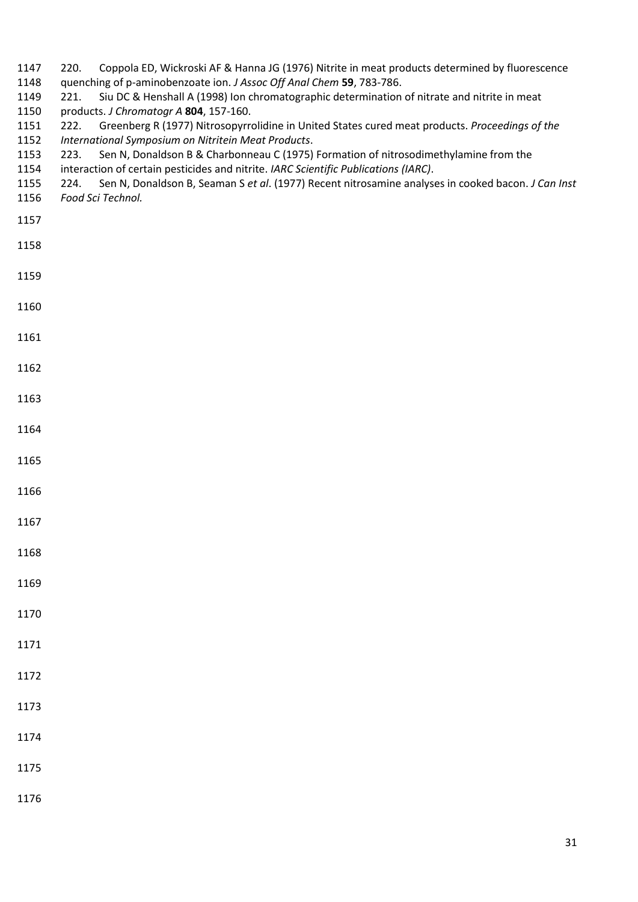220. Coppola ED, Wickroski AF & Hanna JG (1976) Nitrite in meat products determined by fluorescence quenching of p-aminobenzoate ion. *J Assoc Off Anal Chem* **59**, 783-786.

221. Siu DC & Henshall A (1998) Ion chromatographic determination of nitrate and nitrite in meat products. *J Chromatogr A* **804**, 157-160.

222. Greenberg R (1977) Nitrosopyrrolidine in United States cured meat products. *Proceedings of the International Symposium on Nitritein Meat Products*.

223. Sen N, Donaldson B & Charbonneau C (1975) Formation of nitrosodimethylamine from the interaction of certain pesticides and nitrite. *IARC Scientific Publications (IARC)*.

224. Sen N, Donaldson B, Seaman S *et al*. (1977) Recent nitrosamine analyses in cooked bacon. *J Can Inst Food Sci Technol.*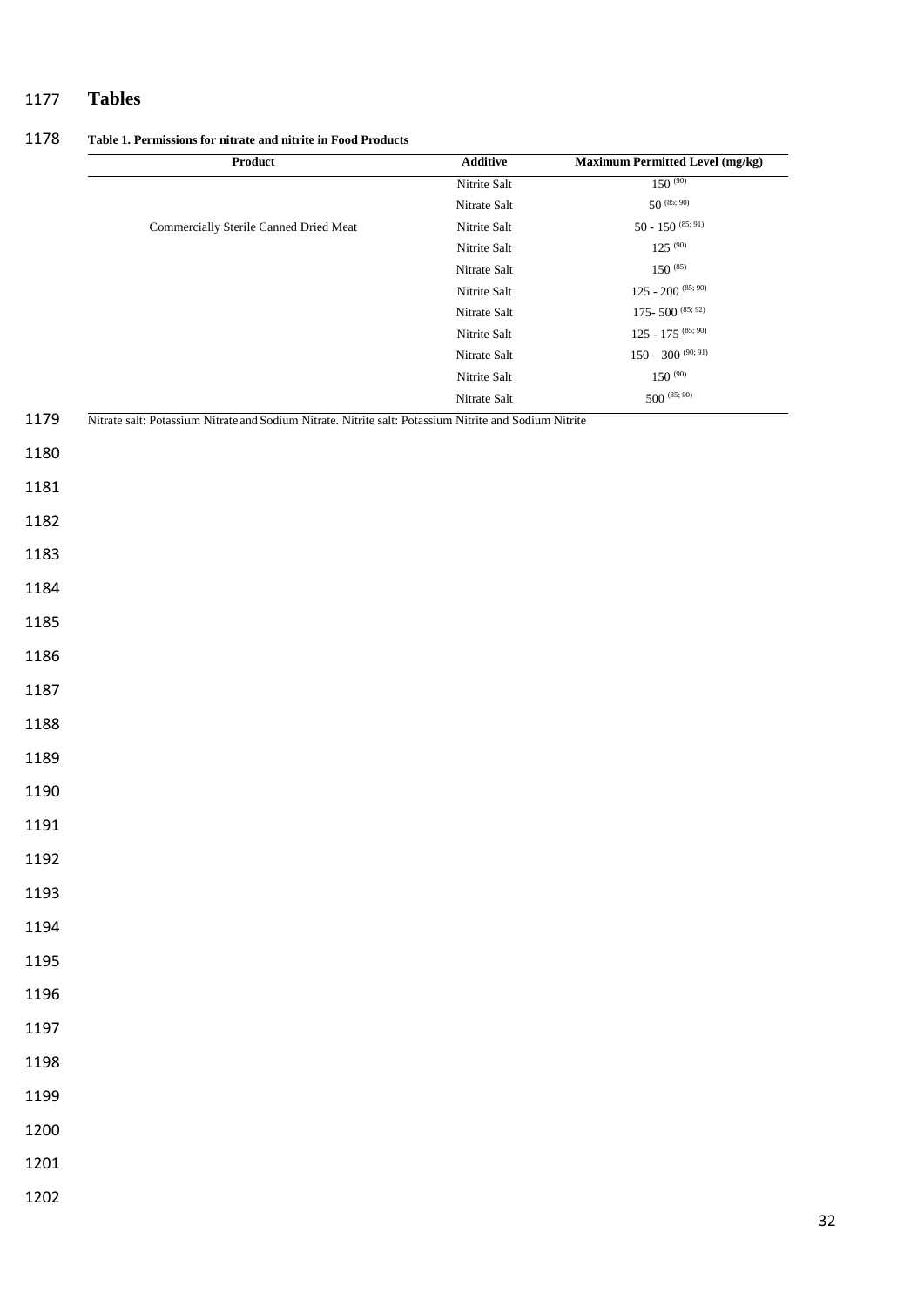# Tables

**Table 1. Permissions for nitrate and nitrite in Food Products**

| Product | Additive | Maximum Permitted Level (mg/kg) |
|---|---|---|
| | Nitrite Salt | 150 [90] |
| | Nitrate Salt | 50 [85; 90] |
| Commercially Sterile Canned Dried Meat | Nitrite Salt | 50 - 150 [85; 91] |
| | Nitrite Salt | 125 [90] |
| | Nitrate Salt | 150 [85] |
| | Nitrite Salt | 125 - 200 [85; 90] |
| | Nitrate Salt | 175- 500 [85; 92] |
| | Nitrite Salt | 125 - 175 [85; 90] |
| | Nitrate Salt | 150 – 300 [90; 91] |
| | Nitrite Salt | 150 [90] |
| | Nitrate Salt | 500 [85; 90] |

Nitrate salt: Potassium Nitrate and Sodium Nitrate. Nitrite salt: Potassium Nitrite and Sodium Nitrite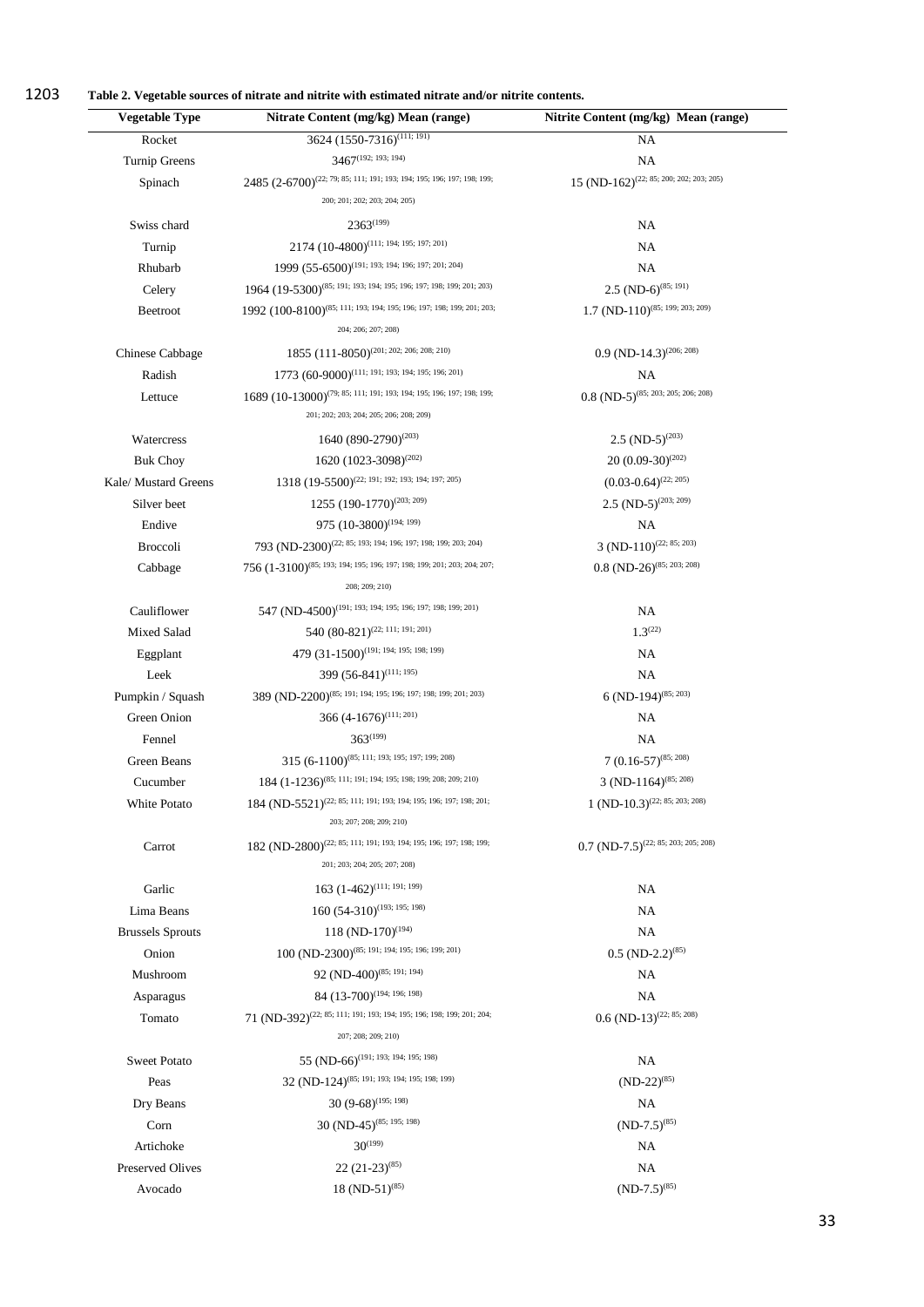**Table 2. Vegetable sources of nitrate and nitrite with estimated nitrate and/or nitrite contents.**

| Vegetable Type | Nitrate Content (mg/kg) Mean (range) | Nitrite Content (mg/kg) Mean (range) |
|---|---|---|
| Rocket | 3624 (1550-7316)[111; 191] | NA |
| Turnip Greens | 3467[192; 193; 194] | NA |
| Spinach | 2485 (2-6700)[22; 79; 85; 111; 191; 193; 194; 195; 196; 197; 198; 199; 200; 201; 202; 203; 204; 205] | 15 (ND-162)[22; 85; 200; 202; 203; 205] |
| Swiss chard | 2363[199] | NA |
| Turnip | 2174 (10-4800)[111; 194; 195; 197; 201] | NA |
| Rhubarb | 1999 (55-6500)[191; 193; 194; 196; 197; 201; 204] | NA |
| Celery | 1964 (19-5300)[85; 191; 193; 194; 195; 196; 197; 198; 199; 201; 203] | 2.5 (ND-6)[85; 191] |
| Beetroot | 1992 (100-8100)[85; 111; 193; 194; 195; 196; 197; 198; 199; 201; 203; 204; 206; 207; 208] | 1.7 (ND-110)[85; 199; 203; 209] |
| Chinese Cabbage | 1855 (111-8050)[201; 202; 206; 208; 210] | 0.9 (ND-14.3)[206; 208] |
| Radish | 1773 (60-9000)[111; 191; 193; 194; 195; 196; 201] | NA |
| Lettuce | 1689 (10-13000)[79; 85; 111; 191; 193; 194; 195; 196; 197; 198; 199; 201; 202; 203; 204; 205; 206; 208; 209] | 0.8 (ND-5)[85; 203; 205; 206; 208] |
| Watercress | 1640 (890-2790)[203] | 2.5 (ND-5)[203] |
| Buk Choy | 1620 (1023-3098)[202] | 20 (0.09-30)[202] |
| Kale/ Mustard Greens | 1318 (19-5500)[22; 191; 192; 193; 194; 197; 205] | (0.03-0.64)[22; 205] |
| Silver beet | 1255 (190-1770)[203; 209] | 2.5 (ND-5)[203; 209] |
| Endive | 975 (10-3800)[194; 199] | NA |
| Broccoli | 793 (ND-2300)[22; 85; 193; 194; 196; 197; 198; 199; 203; 204] | 3 (ND-110)[22; 85; 203] |
| Cabbage | 756 (1-3100)[85; 193; 194; 195; 196; 197; 198; 199; 201; 203; 204; 207; 208; 209; 210] | 0.8 (ND-26)[85; 203; 208] |
| Cauliflower | 547 (ND-4500)[191; 193; 194; 195; 196; 197; 198; 199; 201] | NA |
| Mixed Salad | 540 (80-821)[22; 111; 191; 201] | 1.3[22] |
| Eggplant | 479 (31-1500)[191; 194; 195; 198; 199] | NA |
| Leek | 399 (56-841)[111; 195] | NA |
| Pumpkin / Squash | 389 (ND-2200)[85; 191; 194; 195; 196; 197; 198; 199; 201; 203] | 6 (ND-194)[85; 203] |
| Green Onion | 366 (4-1676)[111; 201] | NA |
| Fennel | 363[199] | NA |
| Green Beans | 315 (6-1100)[85; 111; 193; 195; 197; 199; 208] | 7 (0.16-57)[85; 208] |
| Cucumber | 184 (1-1236)[85; 111; 191; 194; 195; 198; 199; 208; 209; 210] | 3 (ND-1164)[85; 208] |
| White Potato | 184 (ND-5521)[22; 85; 111; 191; 193; 194; 195; 196; 197; 198; 201; 203; 207; 208; 209; 210] | 1 (ND-10.3)[22; 85; 203; 208] |
| Carrot | 182 (ND-2800)[22; 85; 111; 191; 193; 194; 195; 196; 197; 198; 199; 201; 203; 204; 205; 207; 208] | 0.7 (ND-7.5)[22; 85; 203; 205; 208] |
| Garlic | 163 (1-462)[111; 191; 199] | NA |
| Lima Beans | 160 (54-310)[193; 195; 198] | NA |
| Brussels Sprouts | 118 (ND-170)[194] | NA |
| Onion | 100 (ND-2300)[85; 191; 194; 195; 196; 199; 201] | 0.5 (ND-2.2)[85] |
| Mushroom | 92 (ND-400)[85; 191; 194] | NA |
| Asparagus | 84 (13-700)[194; 196; 198] | NA |
| Tomato | 71 (ND-392)[22; 85; 111; 191; 193; 194; 195; 196; 198; 199; 201; 204; 207; 208; 209; 210] | 0.6 (ND-13)[22; 85; 208] |
| Sweet Potato | 55 (ND-66)[191; 193; 194; 195; 198] | NA |
| Peas | 32 (ND-124)[85; 191; 193; 194; 195; 198; 199] | (ND-22)[85] |
| Dry Beans | 30 (9-68)[195; 198] | NA |
| Corn | 30 (ND-45)[85; 195; 198] | (ND-7.5)[85] |
| Artichoke | 30[199] | NA |
| Preserved Olives | 22 (21-23)[85] | NA |
| Avocado | 18 (ND-51)[85] | (ND-7.5)[85] |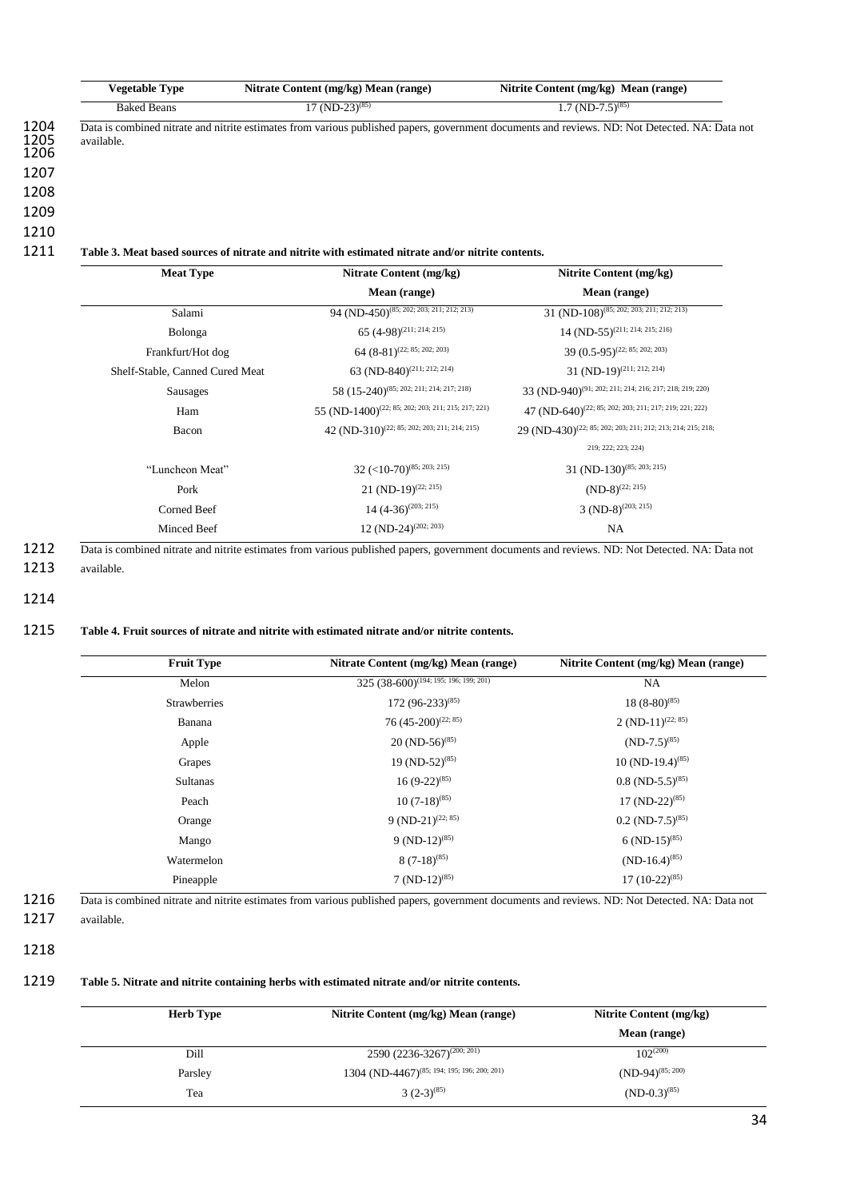| Vegetable Type | Nitrate Content (mg/kg) Mean (range) | Nitrite Content (mg/kg) Mean (range) |
|---|---|---|
| Baked Beans | 17 (ND-23)[85] | 1.7 (ND-7.5)[85] |

Data is combined nitrate and nitrite estimates from various published papers, government documents and reviews. ND: Not Detected. NA: Data not available.

**Table 3. Meat based sources of nitrate and nitrite with estimated nitrate and/or nitrite contents.**

| Meat Type | Nitrate Content (mg/kg) Mean (range) | Nitrite Content (mg/kg) Mean (range) |
|---|---|---|
| Salami | 94 (ND-450)[85; 202; 203; 211; 212; 213] | 31 (ND-108)[85; 202; 203; 211; 212; 213] |
| Bolonga | 65 (4-98)[211; 214; 215] | 14 (ND-55)[211; 214; 215; 216] |
| Frankfurt/Hot dog | 64 (8-81)[22; 85; 202; 203] | 39 (0.5-95)[22; 85; 202; 203] |
| Shelf-Stable, Canned Cured Meat | 63 (ND-840)[211; 212; 214] | 31 (ND-19)[211; 212; 214] |
| Sausages | 58 (15-240)[85; 202; 211; 214; 217; 218] | 33 (ND-940)[91; 202; 211; 214; 216; 217; 218; 219; 220] |
| Ham | 55 (ND-1400)[22; 85; 202; 203; 211; 215; 217; 221] | 47 (ND-640)[22; 85; 202; 203; 211; 217; 219; 221; 222] |
| Bacon | 42 (ND-310)[22; 85; 202; 203; 211; 214; 215] | 29 (ND-430)[22; 85; 202; 203; 211; 212; 213; 214; 215; 218; 219; 222; 223; 224] |
| "Luncheon Meat" | 32 (<10-70)[85; 203; 215] | 31 (ND-130)[85; 203; 215] |
| Pork | 21 (ND-19)[22; 215] | (ND-8)[22; 215] |
| Corned Beef | 14 (4-36)[203; 215] | 3 (ND-8)[203; 215] |
| Minced Beef | 12 (ND-24)[202; 203] | NA |

Data is combined nitrate and nitrite estimates from various published papers, government documents and reviews. ND: Not Detected. NA: Data not available.

**Table 4. Fruit sources of nitrate and nitrite with estimated nitrate and/or nitrite contents.**

| Fruit Type | Nitrate Content (mg/kg) Mean (range) | Nitrite Content (mg/kg) Mean (range) |
|---|---|---|
| Melon | 325 (38-600)[194; 195; 196; 199; 201] | NA |
| Strawberries | 172 (96-233)[85] | 18 (8-80)[85] |
| Banana | 76 (45-200)[22; 85] | 2 (ND-11)[22; 85] |
| Apple | 20 (ND-56)[85] | (ND-7.5)[85] |
| Grapes | 19 (ND-52)[85] | 10 (ND-19.4)[85] |
| Sultanas | 16 (9-22)[85] | 0.8 (ND-5.5)[85] |
| Peach | 10 (7-18)[85] | 17 (ND-22)[85] |
| Orange | 9 (ND-21)[22; 85] | 0.2 (ND-7.5)[85] |
| Mango | 9 (ND-12)[85] | 6 (ND-15)[85] |
| Watermelon | 8 (7-18)[85] | (ND-16.4)[85] |
| Pineapple | 7 (ND-12)[85] | 17 (10-22)[85] |

Data is combined nitrate and nitrite estimates from various published papers, government documents and reviews. ND: Not Detected. NA: Data not available.

**Table 5. Nitrate and nitrite containing herbs with estimated nitrate and/or nitrite contents.**

| Herb Type | Nitrite Content (mg/kg) Mean (range) | Nitrite Content (mg/kg) Mean (range) |
|---|---|---|
| Dill | 2590 (2236-3267)[200; 201] | 102[200] |
| Parsley | 1304 (ND-4467)[85; 194; 195; 196; 200; 201] | (ND-94)[85; 200] |
| Tea | 3 (2-3)[85] | (ND-0.3)[85] |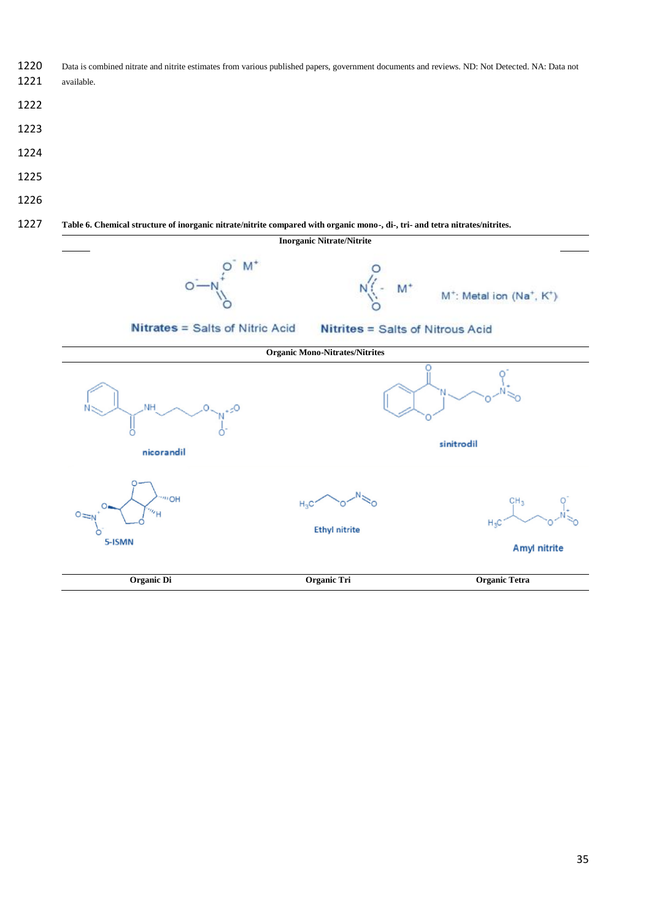Data is combined nitrate and nitrite estimates from various published papers, government documents and reviews. ND: Not Detected. NA: Data not available.

**Table 6. Chemical structure of inorganic nitrate/nitrite compared with organic mono-, di-, tri- and tetra nitrates/nitrites.**

| Inorganic Nitrate/Nitrite | | |
|---|---|---|
| Nitrates = Salts of Nitric Acid | Nitrites = Salts of Nitrous Acid | $M^+$: Metal ion ($Na^+$, $K^+$) |
| **Organic Mono-Nitrates/Nitrites** | | |
| nicorandil | | sinitrodil |
| 5-ISMN | Ethyl nitrite | Amyl nitrite |
| **Organic Di** | **Organic Tri** | **Organic Tetra** |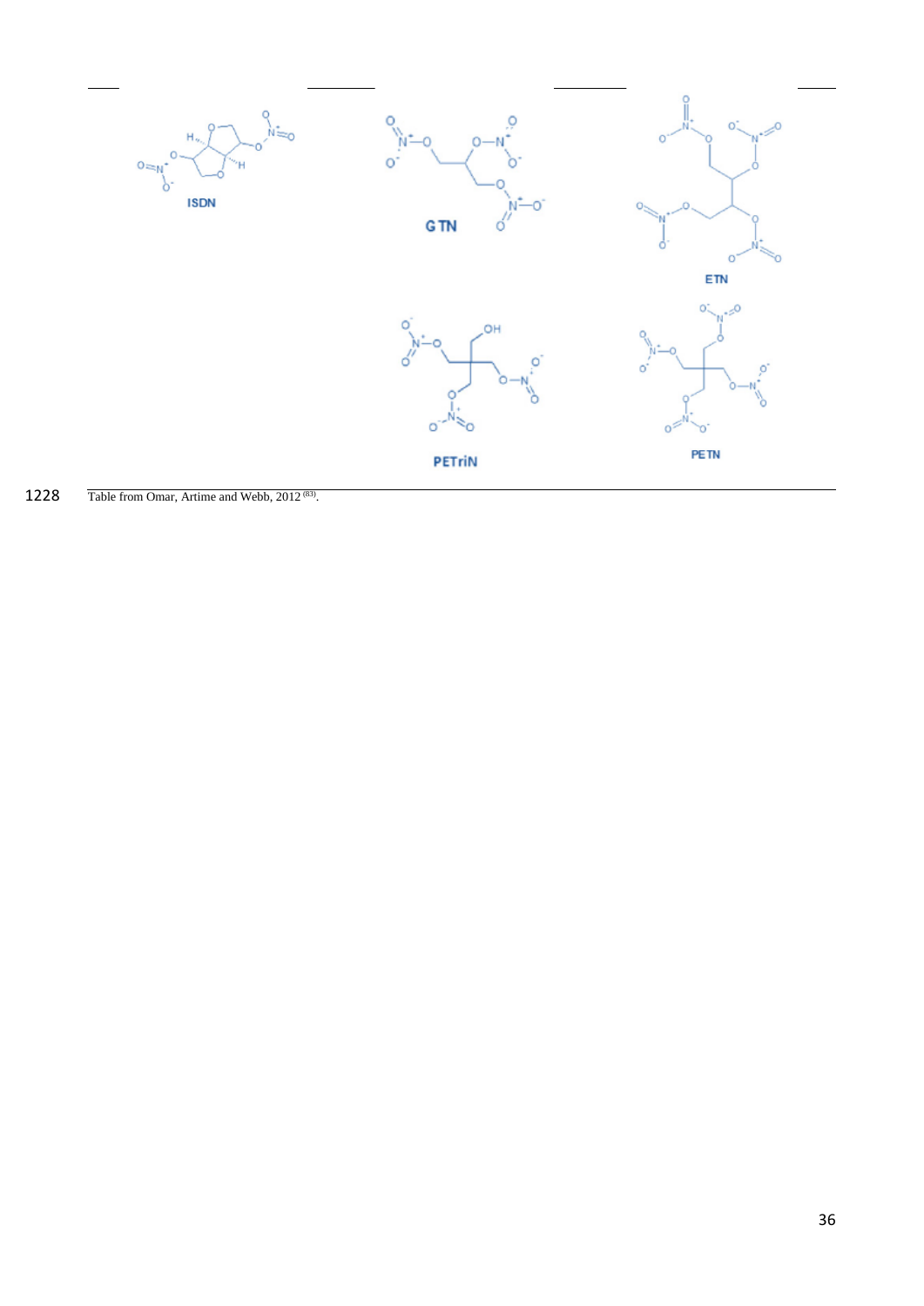ISDN

GTN

ETN

PETriN

PETN

Table from Omar, Artime and Webb, 2012 [83].